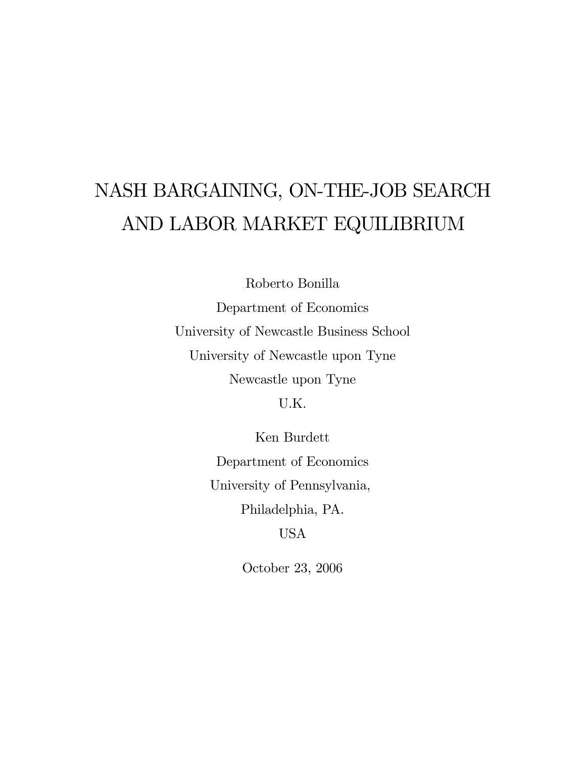# NASH BARGAINING, ON-THE-JOB SEARCH AND LABOR MARKET EQUILIBRIUM

Roberto Bonilla

Department of Economics

University of Newcastle Business School

University of Newcastle upon Tyne

Newcastle upon Tyne

U.K.

Ken Burdett

Department of Economics

University of Pennsylvania,

Philadelphia, PA.

USA

October 23, 2006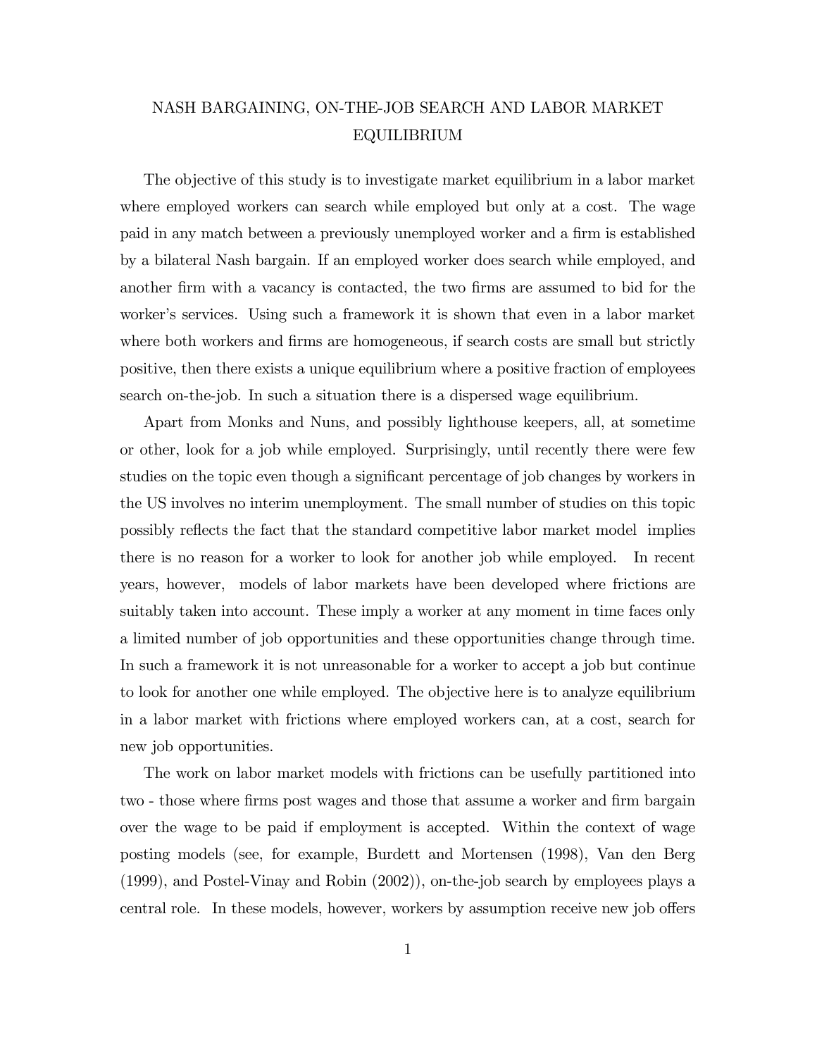# NASH BARGAINING, ON-THE-JOB SEARCH AND LABOR MARKET EQUILIBRIUM

The objective of this study is to investigate market equilibrium in a labor market where employed workers can search while employed but only at a cost. The wage paid in any match between a previously unemployed worker and a firm is established by a bilateral Nash bargain. If an employed worker does search while employed, and another firm with a vacancy is contacted, the two firms are assumed to bid for the worker's services. Using such a framework it is shown that even in a labor market where both workers and firms are homogeneous, if search costs are small but strictly positive, then there exists a unique equilibrium where a positive fraction of employees search on-the-job. In such a situation there is a dispersed wage equilibrium.

Apart from Monks and Nuns, and possibly lighthouse keepers, all, at sometime or other, look for a job while employed. Surprisingly, until recently there were few studies on the topic even though a significant percentage of job changes by workers in the US involves no interim unemployment. The small number of studies on this topic possibly reflects the fact that the standard competitive labor market model implies there is no reason for a worker to look for another job while employed. In recent years, however, models of labor markets have been developed where frictions are suitably taken into account. These imply a worker at any moment in time faces only a limited number of job opportunities and these opportunities change through time. In such a framework it is not unreasonable for a worker to accept a job but continue to look for another one while employed. The objective here is to analyze equilibrium in a labor market with frictions where employed workers can, at a cost, search for new job opportunities.

The work on labor market models with frictions can be usefully partitioned into two - those where firms post wages and those that assume a worker and firm bargain over the wage to be paid if employment is accepted. Within the context of wage posting models (see, for example, Burdett and Mortensen (1998), Van den Berg (1999), and Postel-Vinay and Robin (2002)), on-the-job search by employees plays a central role. In these models, however, workers by assumption receive new job offers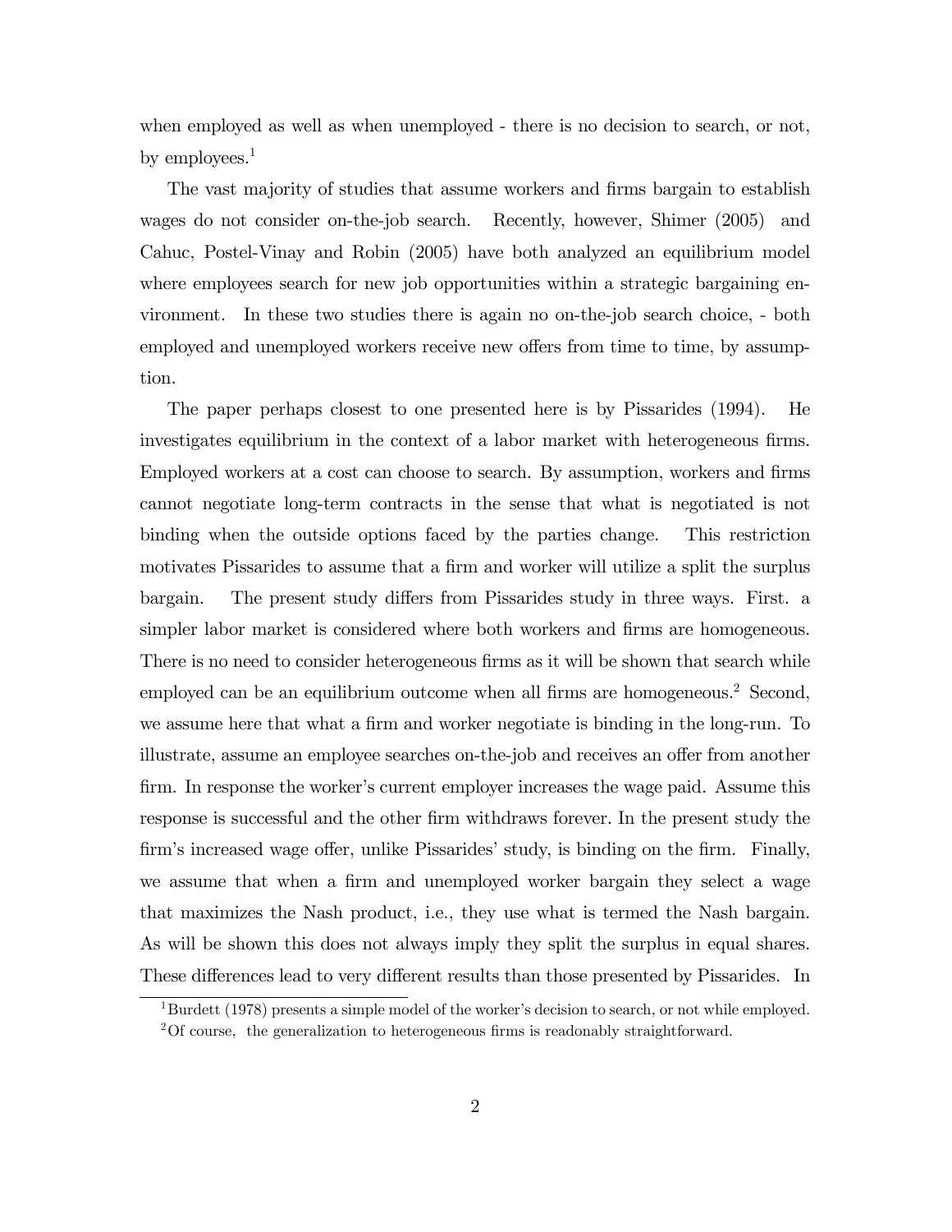when employed as well as when unemployed - there is no decision to search, or not, by employees.[1]

The vast majority of studies that assume workers and firms bargain to establish wages do not consider on-the-job search. Recently, however, Shimer (2005) and Cahuc, Postel-Vinay and Robin (2005) have both analyzed an equilibrium model where employees search for new job opportunities within a strategic bargaining environment. In these two studies there is again no on-the-job search choice, - both employed and unemployed workers receive new offers from time to time, by assumption.

The paper perhaps closest to one presented here is by Pissarides (1994). He investigates equilibrium in the context of a labor market with heterogeneous firms. Employed workers at a cost can choose to search. By assumption, workers and firms cannot negotiate long-term contracts in the sense that what is negotiated is not binding when the outside options faced by the parties change. This restriction motivates Pissarides to assume that a firm and worker will utilize a split the surplus bargain. The present study differs from Pissarides study in three ways. First. a simpler labor market is considered where both workers and firms are homogeneous. There is no need to consider heterogeneous firms as it will be shown that search while employed can be an equilibrium outcome when all firms are homogeneous.[2] Second, we assume here that what a firm and worker negotiate is binding in the long-run. To illustrate, assume an employee searches on-the-job and receives an offer from another firm. In response the worker's current employer increases the wage paid. Assume this response is successful and the other firm withdraws forever. In the present study the firm's increased wage offer, unlike Pissarides' study, is binding on the firm. Finally, we assume that when a firm and unemployed worker bargain they select a wage that maximizes the Nash product, i.e., they use what is termed the Nash bargain. As will be shown this does not always imply they split the surplus in equal shares. These differences lead to very different results than those presented by Pissarides. In

[1] Burdett (1978) presents a simple model of the worker's decision to search, or not while employed.

[2] Of course, the generalization to heterogeneous firms is readonably straightforward.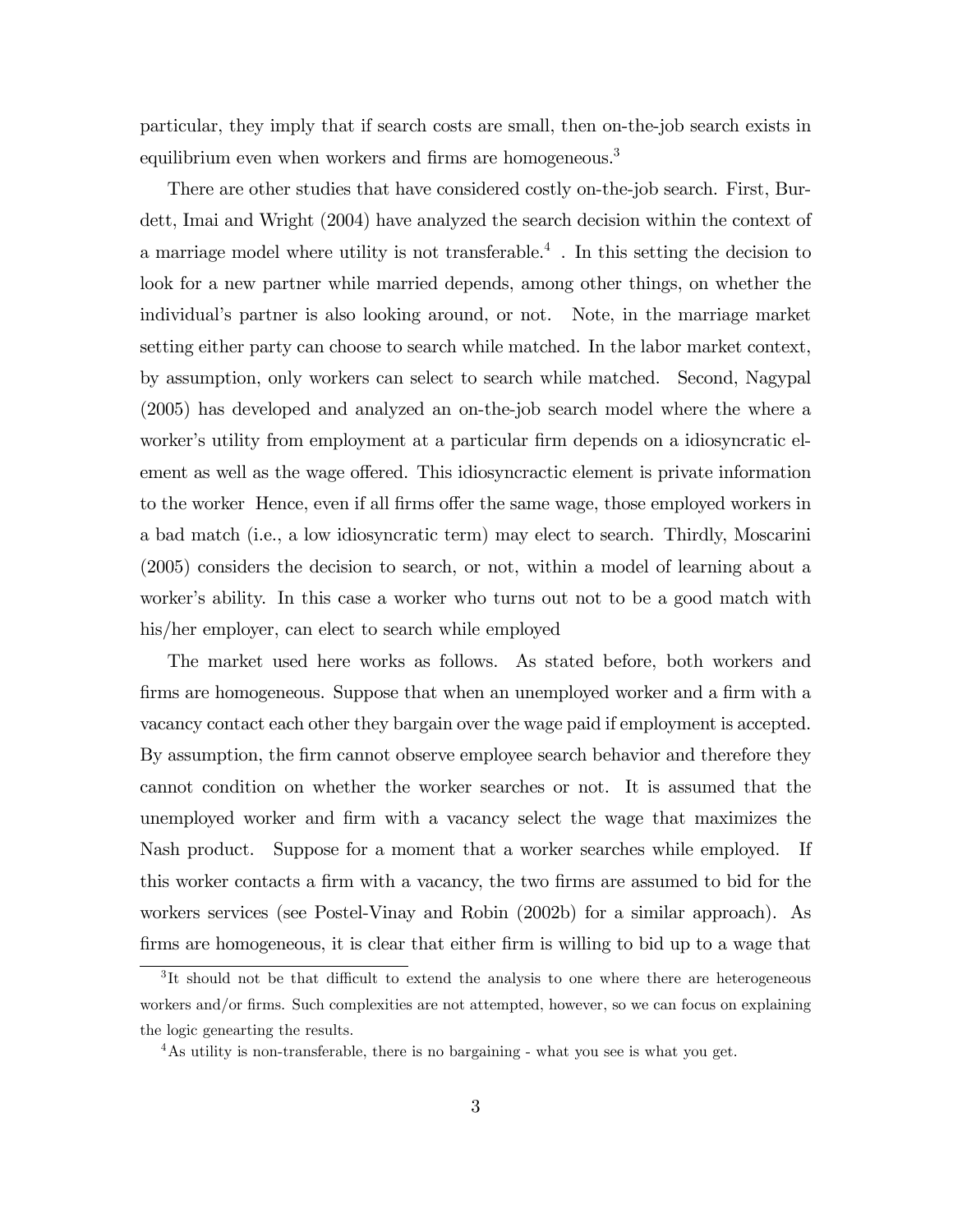particular, they imply that if search costs are small, then on-the-job search exists in equilibrium even when workers and firms are homogeneous.[3]

There are other studies that have considered costly on-the-job search. First, Burdett, Imai and Wright (2004) have analyzed the search decision within the context of a marriage model where utility is not transferable.[4] . In this setting the decision to look for a new partner while married depends, among other things, on whether the individual's partner is also looking around, or not. Note, in the marriage market setting either party can choose to search while matched. In the labor market context, by assumption, only workers can select to search while matched. Second, Nagypal (2005) has developed and analyzed an on-the-job search model where the where a worker's utility from employment at a particular firm depends on a idiosyncratic element as well as the wage offered. This idiosyncractic element is private information to the worker Hence, even if all firms offer the same wage, those employed workers in a bad match (i.e., a low idiosyncratic term) may elect to search. Thirdly, Moscarini (2005) considers the decision to search, or not, within a model of learning about a worker's ability. In this case a worker who turns out not to be a good match with his/her employer, can elect to search while employed

The market used here works as follows. As stated before, both workers and firms are homogeneous. Suppose that when an unemployed worker and a firm with a vacancy contact each other they bargain over the wage paid if employment is accepted. By assumption, the firm cannot observe employee search behavior and therefore they cannot condition on whether the worker searches or not. It is assumed that the unemployed worker and firm with a vacancy select the wage that maximizes the Nash product. Suppose for a moment that a worker searches while employed. If this worker contacts a firm with a vacancy, the two firms are assumed to bid for the workers services (see Postel-Vinay and Robin (2002b) for a similar approach). As firms are homogeneous, it is clear that either firm is willing to bid up to a wage that

[3]It should not be that difficult to extend the analysis to one where there are heterogeneous workers and/or firms. Such complexities are not attempted, however, so we can focus on explaining the logic genearting the results.

[4]As utility is non-transferable, there is no bargaining - what you see is what you get.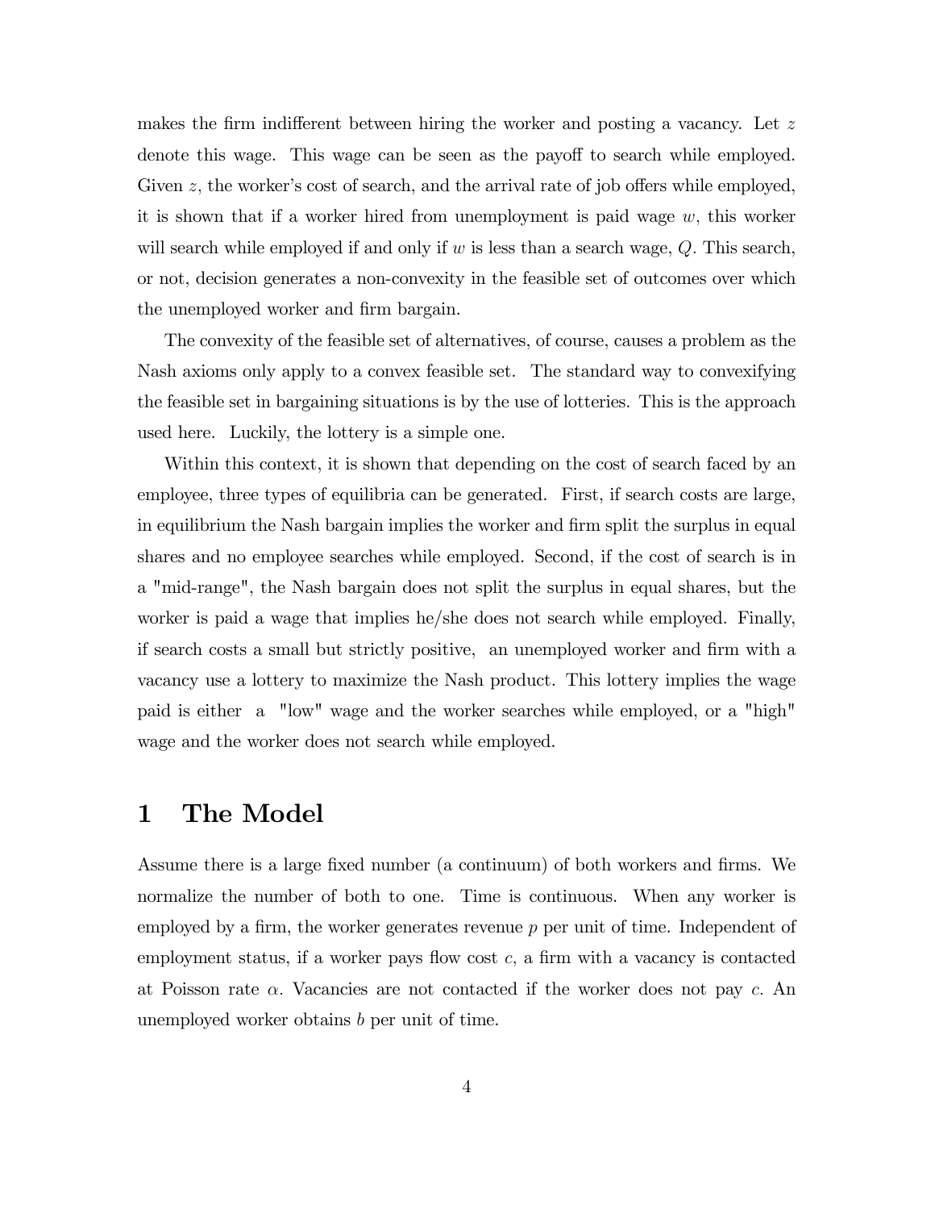makes the firm indifferent between hiring the worker and posting a vacancy. Let $z$ denote this wage. This wage can be seen as the payoff to search while employed. Given $z$, the worker's cost of search, and the arrival rate of job offers while employed, it is shown that if a worker hired from unemployment is paid wage $w$, this worker will search while employed if and only if $w$ is less than a search wage, $Q$. This search, or not, decision generates a non-convexity in the feasible set of outcomes over which the unemployed worker and firm bargain.

The convexity of the feasible set of alternatives, of course, causes a problem as the Nash axioms only apply to a convex feasible set. The standard way to convexifying the feasible set in bargaining situations is by the use of lotteries. This is the approach used here. Luckily, the lottery is a simple one.

Within this context, it is shown that depending on the cost of search faced by an employee, three types of equilibria can be generated. First, if search costs are large, in equilibrium the Nash bargain implies the worker and firm split the surplus in equal shares and no employee searches while employed. Second, if the cost of search is in a "mid-range", the Nash bargain does not split the surplus in equal shares, but the worker is paid a wage that implies he/she does not search while employed. Finally, if search costs a small but strictly positive, an unemployed worker and firm with a vacancy use a lottery to maximize the Nash product. This lottery implies the wage paid is either a "low" wage and the worker searches while employed, or a "high" wage and the worker does not search while employed.

# 1 The Model

Assume there is a large fixed number (a continuum) of both workers and firms. We normalize the number of both to one. Time is continuous. When any worker is employed by a firm, the worker generates revenue $p$ per unit of time. Independent of employment status, if a worker pays flow cost $c$, a firm with a vacancy is contacted at Poisson rate $\alpha$. Vacancies are not contacted if the worker does not pay $c$. An unemployed worker obtains $b$ per unit of time.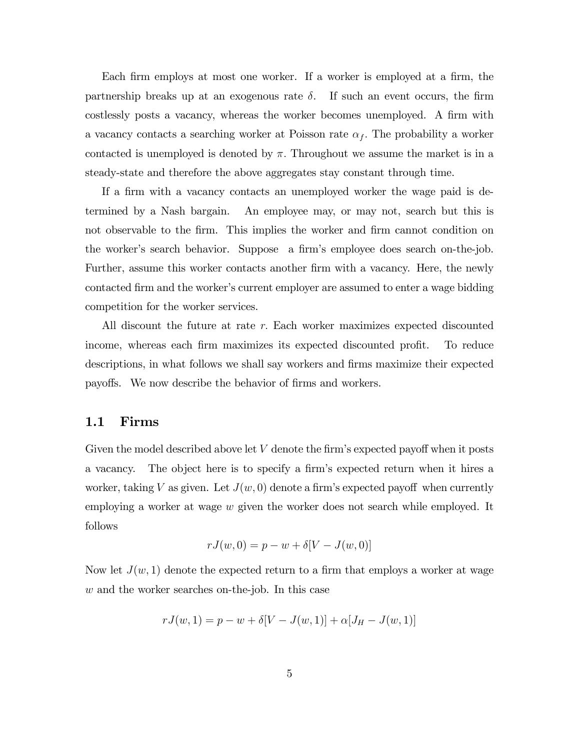Each firm employs at most one worker. If a worker is employed at a firm, the partnership breaks up at an exogenous rate $\delta$. If such an event occurs, the firm costlessly posts a vacancy, whereas the worker becomes unemployed. A firm with a vacancy contacts a searching worker at Poisson rate $\alpha_f$. The probability a worker contacted is unemployed is denoted by $\pi$. Throughout we assume the market is in a steady-state and therefore the above aggregates stay constant through time.

If a firm with a vacancy contacts an unemployed worker the wage paid is determined by a Nash bargain. An employee may, or may not, search but this is not observable to the firm. This implies the worker and firm cannot condition on the worker's search behavior. Suppose a firm's employee does search on-the-job. Further, assume this worker contacts another firm with a vacancy. Here, the newly contacted firm and the worker's current employer are assumed to enter a wage bidding competition for the worker services.

All discount the future at rate $r$. Each worker maximizes expected discounted income, whereas each firm maximizes its expected discounted profit. To reduce descriptions, in what follows we shall say workers and firms maximize their expected payoffs. We now describe the behavior of firms and workers.

## 1.1 Firms

Given the model described above let $V$ denote the firm's expected payoff when it posts a vacancy. The object here is to specify a firm's expected return when it hires a worker, taking $V$ as given. Let $J(w, 0)$ denote a firm's expected payoff when currently employing a worker at wage $w$ given the worker does not search while employed. It follows

$$rJ(w, 0) = p - w + \delta[V - J(w, 0)]$$

Now let $J(w, 1)$ denote the expected return to a firm that employs a worker at wage $w$ and the worker searches on-the-job. In this case

$$rJ(w, 1) = p - w + \delta[V - J(w, 1)] + \alpha[J_H - J(w, 1)]$$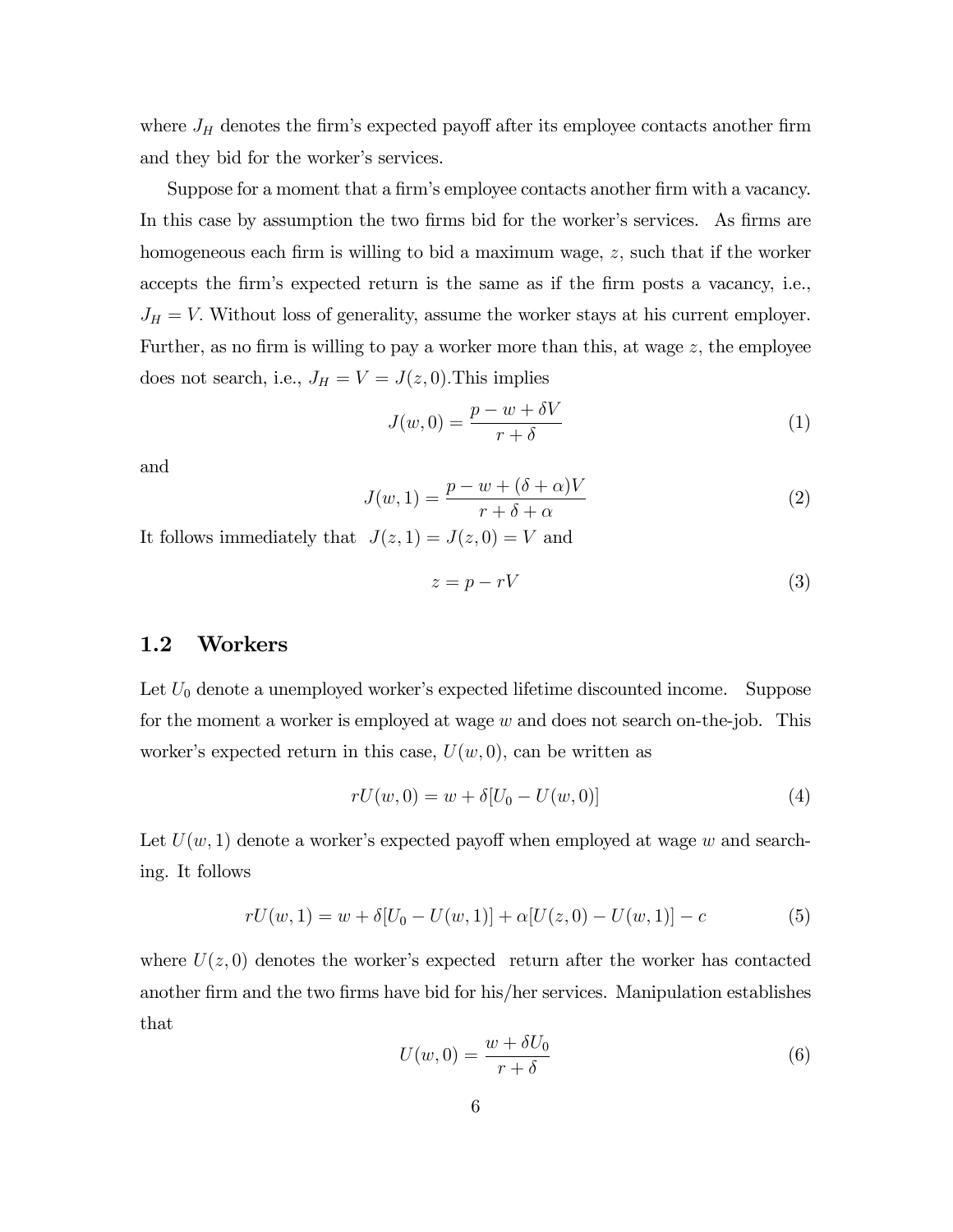where $J_H$ denotes the firm's expected payoff after its employee contacts another firm and they bid for the worker's services.

Suppose for a moment that a firm's employee contacts another firm with a vacancy. In this case by assumption the two firms bid for the worker's services. As firms are homogeneous each firm is willing to bid a maximum wage, $z$, such that if the worker accepts the firm's expected return is the same as if the firm posts a vacancy, i.e., $J_H = V$. Without loss of generality, assume the worker stays at his current employer. Further, as no firm is willing to pay a worker more than this, at wage $z$, the employee does not search, i.e., $J_H = V = J(z, 0)$.This implies

$$J(w, 0) = \frac{p - w + \delta V}{r + \delta} \tag{1}$$

and

$$J(w, 1) = \frac{p - w + (\delta + \alpha)V}{r + \delta + \alpha} \tag{2}$$

It follows immediately that $J(z, 1) = J(z, 0) = V$ and

$$z = p - rV \tag{3}$$

## 1.2 Workers

Let $U_0$ denote a unemployed worker's expected lifetime discounted income. Suppose for the moment a worker is employed at wage $w$ and does not search on-the-job. This worker's expected return in this case, $U(w, 0)$, can be written as

$$rU(w, 0) = w + \delta[U_0 - U(w, 0)] \tag{4}$$

Let $U(w, 1)$ denote a worker's expected payoff when employed at wage $w$ and searching. It follows

$$rU(w, 1) = w + \delta[U_0 - U(w, 1)] + \alpha[U(z, 0) - U(w, 1)] - c \tag{5}$$

where $U(z, 0)$ denotes the worker's expected return after the worker has contacted another firm and the two firms have bid for his/her services. Manipulation establishes that

$$U(w, 0) = \frac{w + \delta U_0}{r + \delta} \tag{6}$$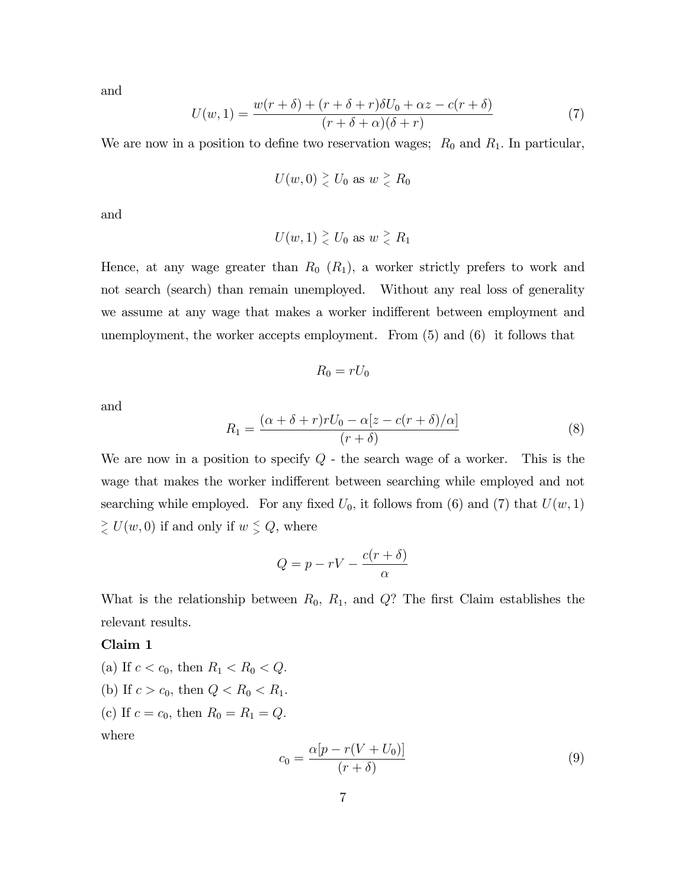and

$$U(w,1) = \frac{w(r+\delta) + (r+\delta+r)\delta U_0 + \alpha z - c(r+\delta)}{(r+\delta+\alpha)(\delta+r)} \tag{7}$$

We are now in a position to define two reservation wages; $R_0$ and $R_1$. In particular,

$$U(w,0) \gtrless U_0 \text{ as } w \gtrless R_0$$

and

$$U(w,1) \gtrless U_0 \text{ as } w \gtrless R_1$$

Hence, at any wage greater than $R_0$ ($R_1$), a worker strictly prefers to work and not search (search) than remain unemployed. Without any real loss of generality we assume at any wage that makes a worker indifferent between employment and unemployment, the worker accepts employment. From (5) and (6) it follows that

$$R_0 = rU_0$$

and

$$R_1 = \frac{(\alpha+\delta+r)rU_0 - \alpha[z - c(r+\delta)/\alpha]}{(r+\delta)} \tag{8}$$

We are now in a position to specify $Q$ - the search wage of a worker. This is the wage that makes the worker indifferent between searching while employed and not searching while employed. For any fixed $U_0$, it follows from (6) and (7) that $U(w,1) \gtrless U(w,0)$ if and only if $w \lessgtr Q$, where

$$Q = p - rV - \frac{c(r+\delta)}{\alpha}$$

What is the relationship between $R_0$, $R_1$, and $Q$? The first Claim establishes the relevant results.

**Claim 1**

(a) If $c < c_0$, then $R_1 < R_0 < Q$.

(b) If $c > c_0$, then $Q < R_0 < R_1$.

(c) If $c = c_0$, then $R_0 = R_1 = Q$.

where

$$c_0 = \frac{\alpha[p - r(V+U_0)]}{(r+\delta)} \tag{9}$$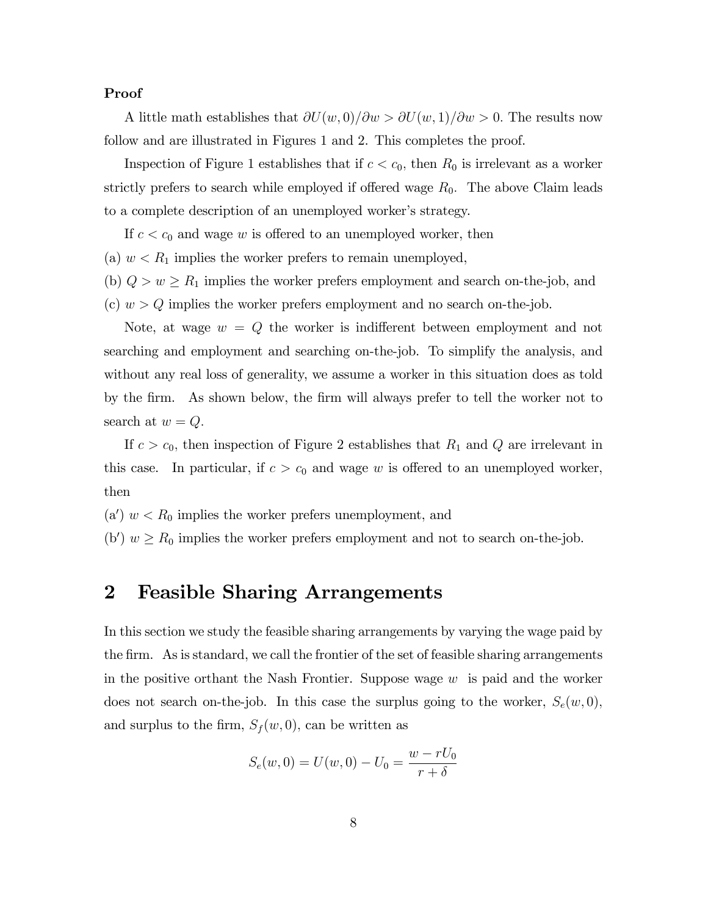**Proof**

A little math establishes that $\partial U(w,0)/\partial w > \partial U(w,1)/\partial w > 0$. The results now follow and are illustrated in Figures 1 and 2. This completes the proof.

Inspection of Figure 1 establishes that if $c < c_0$, then $R_0$ is irrelevant as a worker strictly prefers to search while employed if offered wage $R_0$. The above Claim leads to a complete description of an unemployed worker's strategy.

If $c < c_0$ and wage $w$ is offered to an unemployed worker, then

(a) $w < R_1$ implies the worker prefers to remain unemployed,

(b) $Q > w \geq R_1$ implies the worker prefers employment and search on-the-job, and

(c) $w > Q$ implies the worker prefers employment and no search on-the-job.

Note, at wage $w = Q$ the worker is indifferent between employment and not searching and employment and searching on-the-job. To simplify the analysis, and without any real loss of generality, we assume a worker in this situation does as told by the firm. As shown below, the firm will always prefer to tell the worker not to search at $w = Q$.

If $c > c_0$, then inspection of Figure 2 establishes that $R_1$ and $Q$ are irrelevant in this case. In particular, if $c > c_0$ and wage $w$ is offered to an unemployed worker, then

(a′) $w < R_0$ implies the worker prefers unemployment, and

(b′) $w \geq R_0$ implies the worker prefers employment and not to search on-the-job.

# 2 Feasible Sharing Arrangements

In this section we study the feasible sharing arrangements by varying the wage paid by the firm. As is standard, we call the frontier of the set of feasible sharing arrangements in the positive orthant the Nash Frontier. Suppose wage $w$ is paid and the worker does not search on-the-job. In this case the surplus going to the worker, $S_e(w,0)$, and surplus to the firm, $S_f(w,0)$, can be written as

$$S_e(w,0) = U(w,0) - U_0 = \frac{w - rU_0}{r + \delta}$$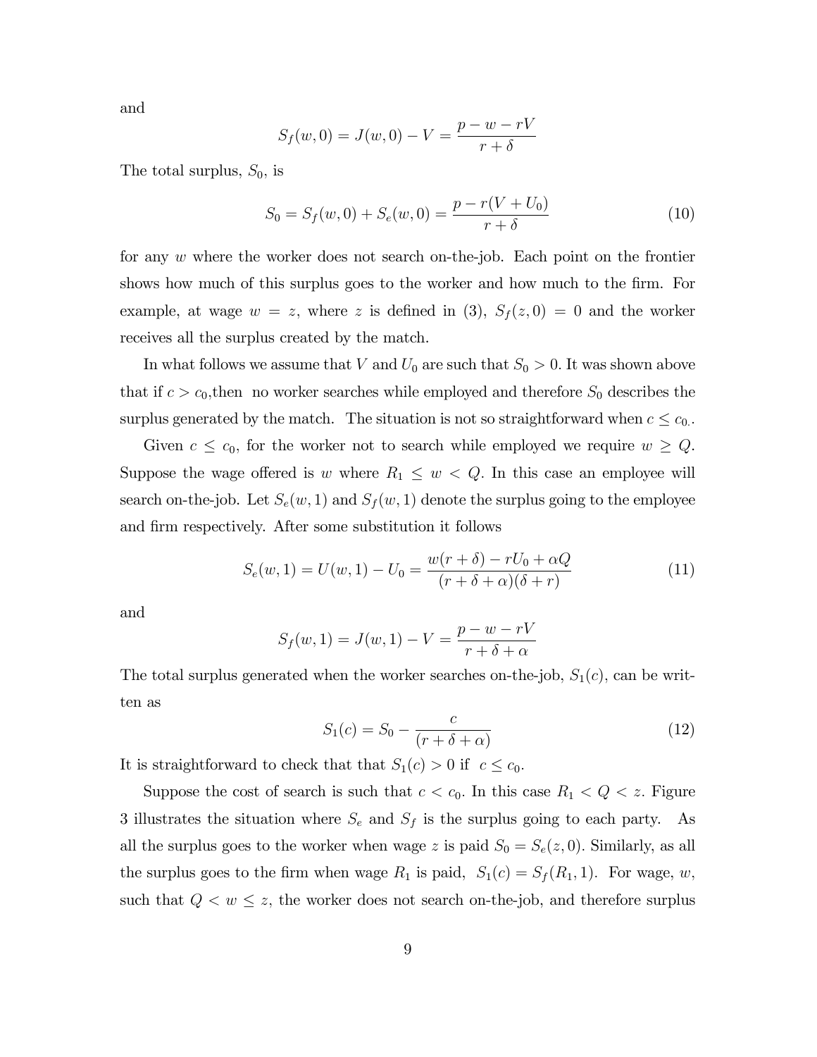and

$$S_f(w,0) = J(w,0) - V = \frac{p - w - rV}{r + \delta}$$

The total surplus, $S_0$, is

$$S_0 = S_f(w,0) + S_e(w,0) = \frac{p - r(V + U_0)}{r + \delta} \tag{10}$$

for any $w$ where the worker does not search on-the-job. Each point on the frontier shows how much of this surplus goes to the worker and how much to the firm. For example, at wage $w = z$, where $z$ is defined in (3), $S_f(z,0) = 0$ and the worker receives all the surplus created by the match.

In what follows we assume that $V$ and $U_0$ are such that $S_0 > 0$. It was shown above that if $c > c_0$,then no worker searches while employed and therefore $S_0$ describes the surplus generated by the match. The situation is not so straightforward when $c \leq c_0$.

Given $c \leq c_0$, for the worker not to search while employed we require $w \geq Q$. Suppose the wage offered is $w$ where $R_1 \leq w < Q$. In this case an employee will search on-the-job. Let $S_e(w,1)$ and $S_f(w,1)$ denote the surplus going to the employee and firm respectively. After some substitution it follows

$$S_e(w,1) = U(w,1) - U_0 = \frac{w(r + \delta) - rU_0 + \alpha Q}{(r + \delta + \alpha)(\delta + r)} \tag{11}$$

and

$$S_f(w,1) = J(w,1) - V = \frac{p - w - rV}{r + \delta + \alpha}$$

The total surplus generated when the worker searches on-the-job, $S_1(c)$, can be written as

$$S_1(c) = S_0 - \frac{c}{(r + \delta + \alpha)} \tag{12}$$

It is straightforward to check that that $S_1(c) > 0$ if $c \leq c_0$.

Suppose the cost of search is such that $c < c_0$. In this case $R_1 < Q < z$. Figure 3 illustrates the situation where $S_e$ and $S_f$ is the surplus going to each party. As all the surplus goes to the worker when wage $z$ is paid $S_0 = S_e(z,0)$. Similarly, as all the surplus goes to the firm when wage $R_1$ is paid, $S_1(c) = S_f(R_1,1)$. For wage, $w$, such that $Q < w \leq z$, the worker does not search on-the-job, and therefore surplus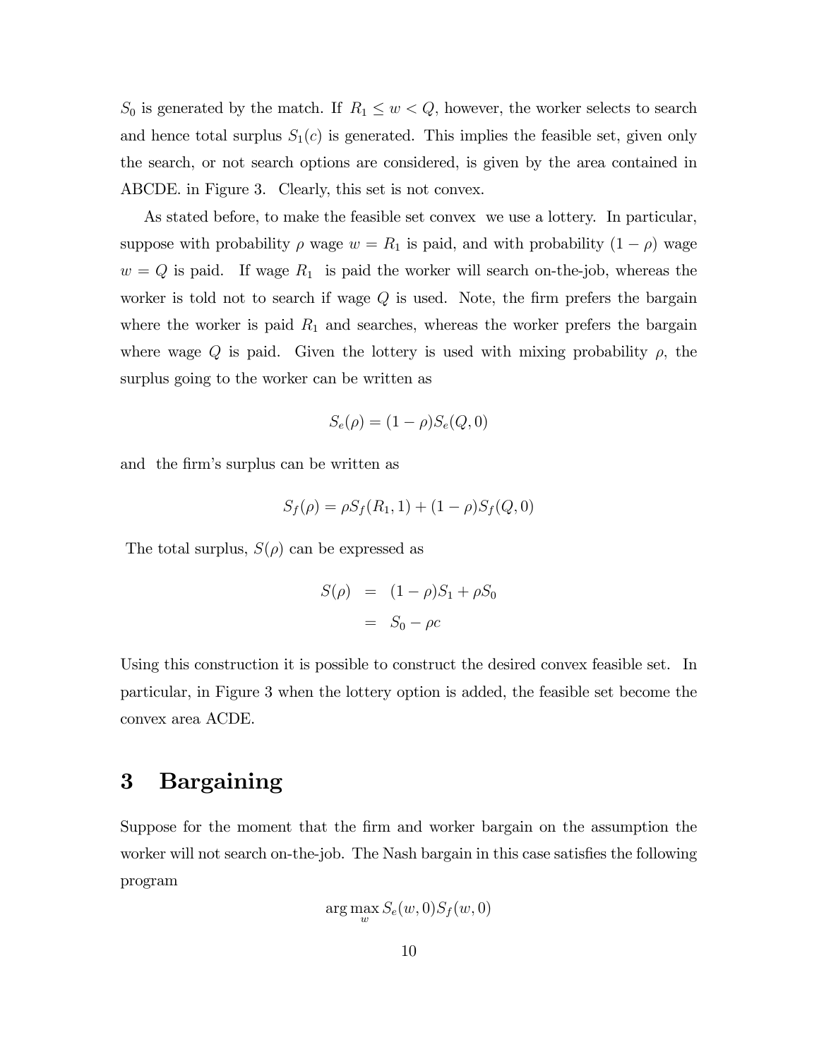$S_0$ is generated by the match. If $R_1 \leq w < Q$, however, the worker selects to search and hence total surplus $S_1(c)$ is generated. This implies the feasible set, given only the search, or not search options are considered, is given by the area contained in ABCDE. in Figure 3. Clearly, this set is not convex.

As stated before, to make the feasible set convex we use a lottery. In particular, suppose with probability $\rho$ wage $w = R_1$ is paid, and with probability $(1 - \rho)$ wage $w = Q$ is paid. If wage $R_1$ is paid the worker will search on-the-job, whereas the worker is told not to search if wage $Q$ is used. Note, the firm prefers the bargain where the worker is paid $R_1$ and searches, whereas the worker prefers the bargain where wage $Q$ is paid. Given the lottery is used with mixing probability $\rho$, the surplus going to the worker can be written as

$$S_e(\rho) = (1 - \rho)S_e(Q, 0)$$

and the firm's surplus can be written as

$$S_f(\rho) = \rho S_f(R_1, 1) + (1 - \rho)S_f(Q, 0)$$

The total surplus, $S(\rho)$ can be expressed as

$$\begin{aligned} S(\rho) &= (1 - \rho)S_1 + \rho S_0 \\ &= S_0 - \rho c \end{aligned}$$

Using this construction it is possible to construct the desired convex feasible set. In particular, in Figure 3 when the lottery option is added, the feasible set become the convex area ACDE.

# 3 Bargaining

Suppose for the moment that the firm and worker bargain on the assumption the worker will not search on-the-job. The Nash bargain in this case satisfies the following program

$$\arg\max_w S_e(w, 0)S_f(w, 0)$$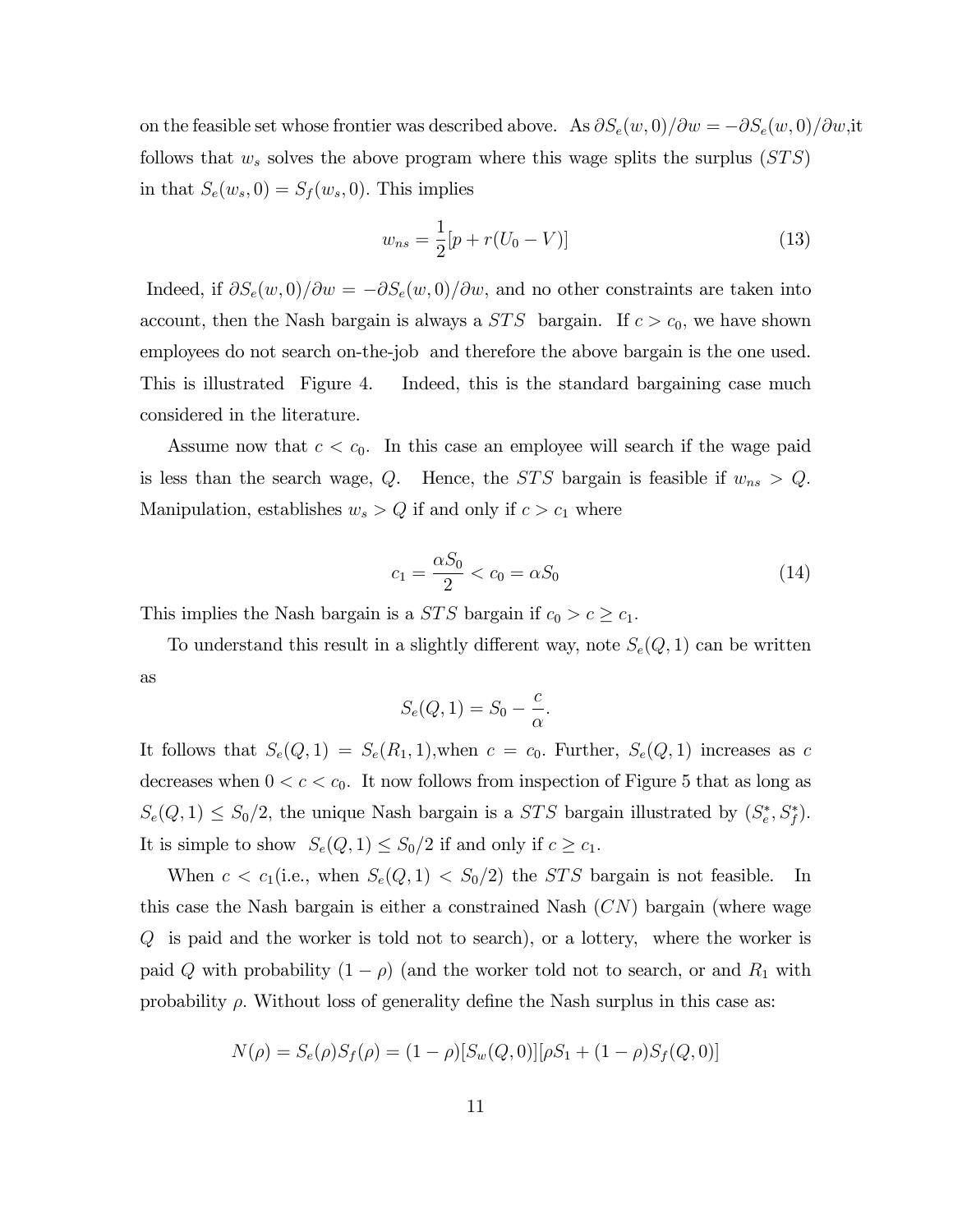on the feasible set whose frontier was described above. As $\partial S_e(w,0)/\partial w = -\partial S_e(w,0)/\partial w$,it follows that $w_s$ solves the above program where this wage splits the surplus ($STS$) in that $S_e(w_s,0) = S_f(w_s,0)$. This implies

$$w_{ns} = \frac{1}{2}[p + r(U_0 - V)] \tag{13}$$

Indeed, if $\partial S_e(w,0)/\partial w = -\partial S_e(w,0)/\partial w$, and no other constraints are taken into account, then the Nash bargain is always a $STS$ bargain. If $c > c_0$, we have shown employees do not search on-the-job and therefore the above bargain is the one used. This is illustrated Figure 4. Indeed, this is the standard bargaining case much considered in the literature.

Assume now that $c < c_0$. In this case an employee will search if the wage paid is less than the search wage, $Q$. Hence, the $STS$ bargain is feasible if $w_{ns} > Q$. Manipulation, establishes $w_s > Q$ if and only if $c > c_1$ where

$$c_1 = \frac{\alpha S_0}{2} < c_0 = \alpha S_0 \tag{14}$$

This implies the Nash bargain is a $STS$ bargain if $c_0 > c \geq c_1$.

To understand this result in a slightly different way, note $S_e(Q,1)$ can be written as

$$S_e(Q,1) = S_0 - \frac{c}{\alpha}.$$

It follows that $S_e(Q,1) = S_e(R_1,1)$,when $c = c_0$. Further, $S_e(Q,1)$ increases as $c$ decreases when $0 < c < c_0$. It now follows from inspection of Figure 5 that as long as $S_e(Q,1) \leq S_0/2$, the unique Nash bargain is a $STS$ bargain illustrated by $(S_e^*, S_f^*)$. It is simple to show $S_e(Q,1) \leq S_0/2$ if and only if $c \geq c_1$.

When $c < c_1$(i.e., when $S_e(Q,1) < S_0/2$) the $STS$ bargain is not feasible. In this case the Nash bargain is either a constrained Nash ($CN$) bargain (where wage $Q$ is paid and the worker is told not to search), or a lottery, where the worker is paid $Q$ with probability $(1 - \rho)$ (and the worker told not to search, or and $R_1$ with probability $\rho$. Without loss of generality define the Nash surplus in this case as:

$$N(\rho) = S_e(\rho)S_f(\rho) = (1-\rho)[S_w(Q,0)][\rho S_1 + (1-\rho)S_f(Q,0)]$$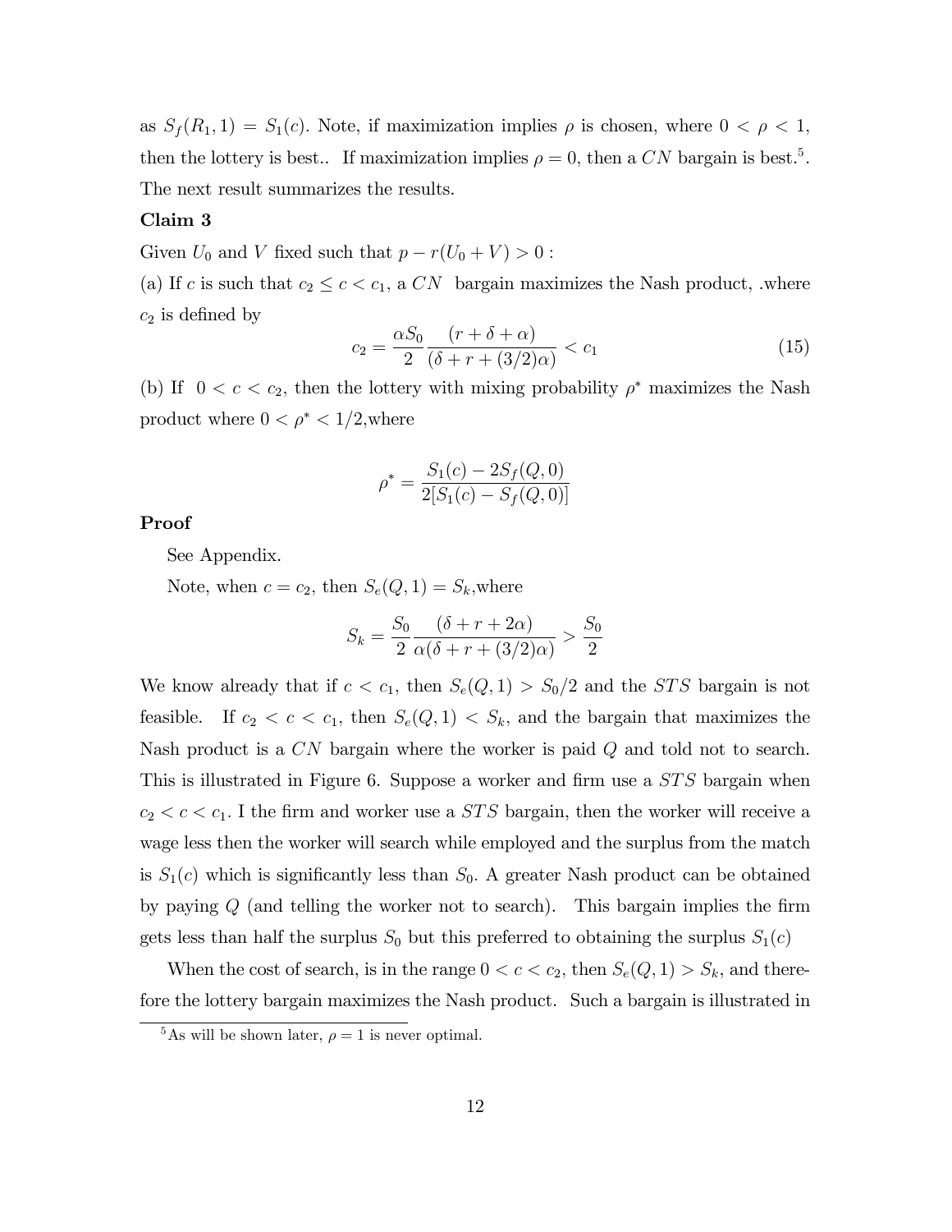as $S_f(R_1, 1) = S_1(c)$. Note, if maximization implies $\rho$ is chosen, where $0 < \rho < 1$, then the lottery is best.. If maximization implies $\rho = 0$, then a $CN$ bargain is best.[5]. The next result summarizes the results.

**Claim 3**

Given $U_0$ and $V$ fixed such that $p - r(U_0 + V) > 0$ :

(a) If $c$ is such that $c_2 \leq c < c_1$, a $CN$ bargain maximizes the Nash product, .where $c_2$ is defined by

$$c_2 = \frac{\alpha S_0}{2} \frac{(r + \delta + \alpha)}{(\delta + r + (3/2)\alpha)} < c_1 \tag{15}$$

(b) If $0 < c < c_2$, then the lottery with mixing probability $\rho^*$ maximizes the Nash product where $0 < \rho^* < 1/2$,where

$$\rho^* = \frac{S_1(c) - 2S_f(Q, 0)}{2[S_1(c) - S_f(Q, 0)]}$$

**Proof**

See Appendix.

Note, when $c = c_2$, then $S_e(Q, 1) = S_k$,where

$$S_k = \frac{S_0}{2} \frac{(\delta + r + 2\alpha)}{\alpha(\delta + r + (3/2)\alpha)} > \frac{S_0}{2}$$

We know already that if $c < c_1$, then $S_e(Q, 1) > S_0/2$ and the $STS$ bargain is not feasible. If $c_2 < c < c_1$, then $S_e(Q, 1) < S_k$, and the bargain that maximizes the Nash product is a $CN$ bargain where the worker is paid $Q$ and told not to search. This is illustrated in Figure 6. Suppose a worker and firm use a $STS$ bargain when $c_2 < c < c_1$. I the firm and worker use a $STS$ bargain, then the worker will receive a wage less then the worker will search while employed and the surplus from the match is $S_1(c)$ which is significantly less than $S_0$. A greater Nash product can be obtained by paying $Q$ (and telling the worker not to search). This bargain implies the firm gets less than half the surplus $S_0$ but this preferred to obtaining the surplus $S_1(c)$

When the cost of search, is in the range $0 < c < c_2$, then $S_e(Q, 1) > S_k$, and therefore the lottery bargain maximizes the Nash product. Such a bargain is illustrated in

[5]As will be shown later, $\rho = 1$ is never optimal.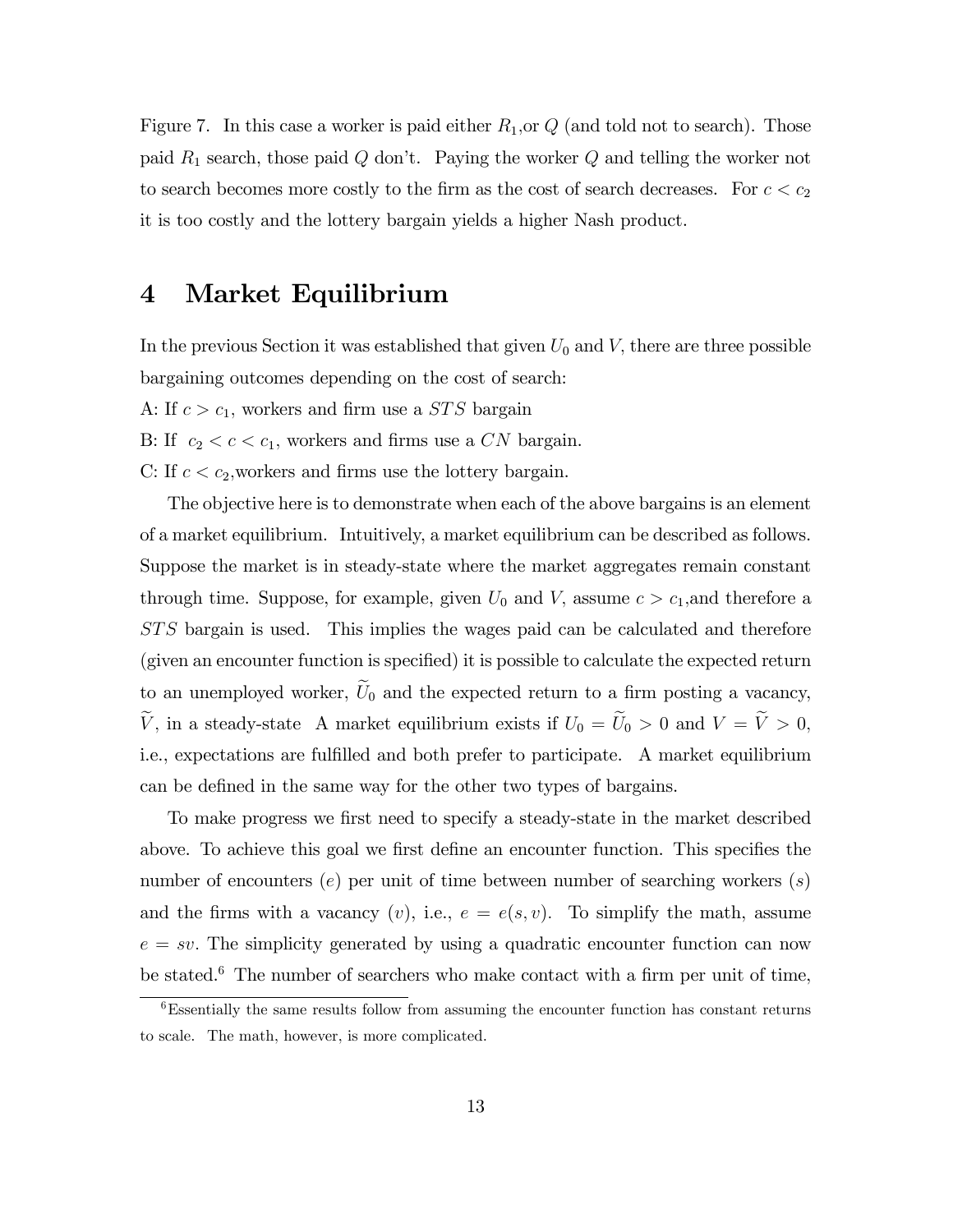Figure 7. In this case a worker is paid either $R_1$,or $Q$ (and told not to search). Those paid $R_1$ search, those paid $Q$ don't. Paying the worker $Q$ and telling the worker not to search becomes more costly to the firm as the cost of search decreases. For $c < c_2$ it is too costly and the lottery bargain yields a higher Nash product.

# 4 Market Equilibrium

In the previous Section it was established that given $U_0$ and $V$, there are three possible bargaining outcomes depending on the cost of search:

A: If $c > c_1$, workers and firm use a $STS$ bargain

B: If $c_2 < c < c_1$, workers and firms use a $CN$ bargain.

C: If $c < c_2$,workers and firms use the lottery bargain.

The objective here is to demonstrate when each of the above bargains is an element of a market equilibrium. Intuitively, a market equilibrium can be described as follows. Suppose the market is in steady-state where the market aggregates remain constant through time. Suppose, for example, given $U_0$ and $V$, assume $c > c_1$,and therefore a $STS$ bargain is used. This implies the wages paid can be calculated and therefore (given an encounter function is specified) it is possible to calculate the expected return to an unemployed worker, $\widetilde{U}_0$ and the expected return to a firm posting a vacancy, $\widetilde{V}$, in a steady-state A market equilibrium exists if $U_0 = \widetilde{U}_0 > 0$ and $V = \widetilde{V} > 0$, i.e., expectations are fulfilled and both prefer to participate. A market equilibrium can be defined in the same way for the other two types of bargains.

To make progress we first need to specify a steady-state in the market described above. To achieve this goal we first define an encounter function. This specifies the number of encounters ($e$) per unit of time between number of searching workers ($s$) and the firms with a vacancy ($v$), i.e., $e = e(s, v)$. To simplify the math, assume $e = sv$. The simplicity generated by using a quadratic encounter function can now be stated.[6] The number of searchers who make contact with a firm per unit of time,

[6] Essentially the same results follow from assuming the encounter function has constant returns to scale. The math, however, is more complicated.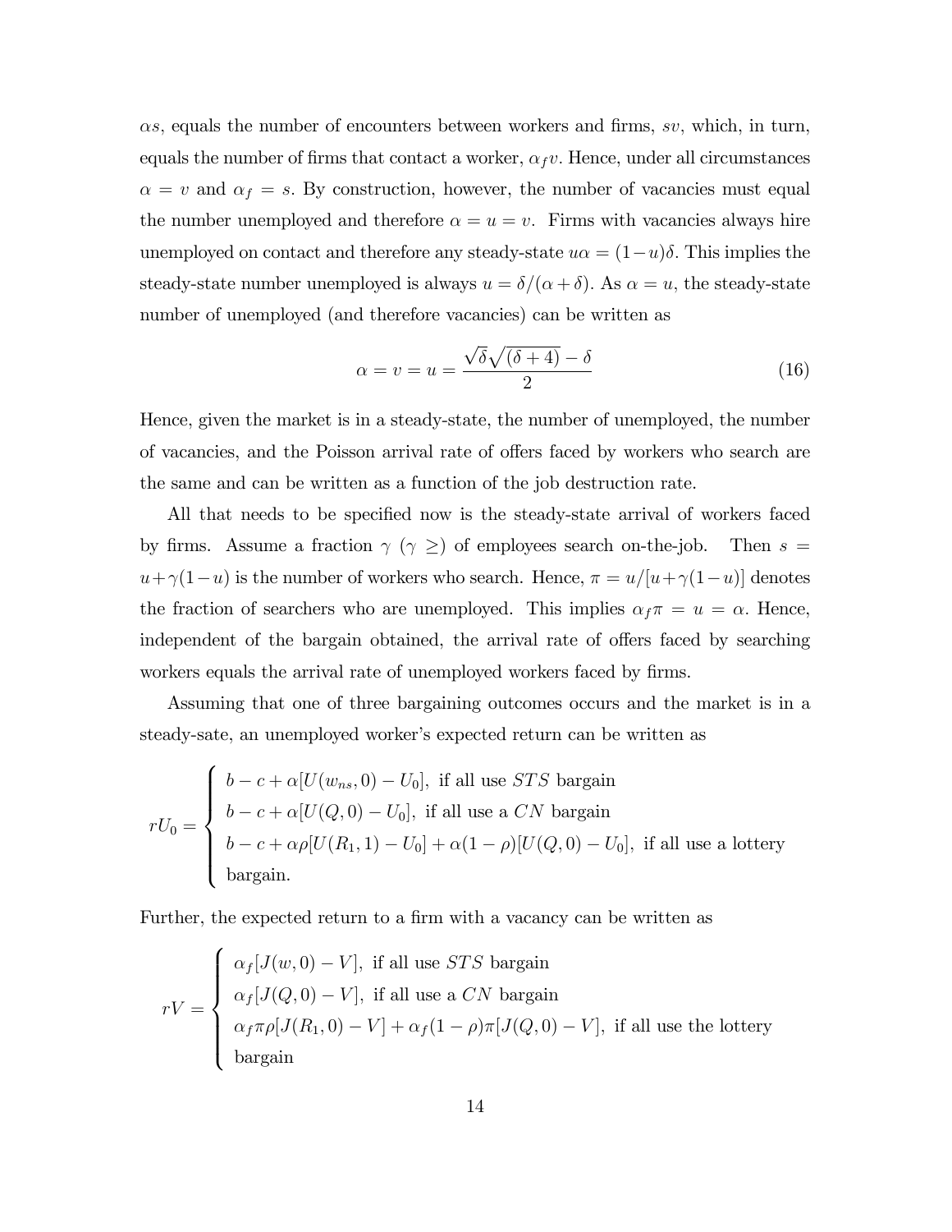$\alpha s$, equals the number of encounters between workers and firms, $sv$, which, in turn, equals the number of firms that contact a worker, $\alpha_f v$. Hence, under all circumstances $\alpha = v$ and $\alpha_f = s$. By construction, however, the number of vacancies must equal the number unemployed and therefore $\alpha = u = v$. Firms with vacancies always hire unemployed on contact and therefore any steady-state $u\alpha = (1-u)\delta$. This implies the steady-state number unemployed is always $u = \delta/(\alpha + \delta)$. As $\alpha = u$, the steady-state number of unemployed (and therefore vacancies) can be written as

$$\alpha = v = u = \frac{\sqrt{\delta}\sqrt{(\delta + 4)} - \delta}{2} \tag{16}$$

Hence, given the market is in a steady-state, the number of unemployed, the number of vacancies, and the Poisson arrival rate of offers faced by workers who search are the same and can be written as a function of the job destruction rate.

All that needs to be specified now is the steady-state arrival of workers faced by firms. Assume a fraction $\gamma$ ($\gamma \geq$) of employees search on-the-job. Then $s = u + \gamma(1-u)$ is the number of workers who search. Hence, $\pi = u/[u + \gamma(1-u)]$ denotes the fraction of searchers who are unemployed. This implies $\alpha_f \pi = u = \alpha$. Hence, independent of the bargain obtained, the arrival rate of offers faced by searching workers equals the arrival rate of unemployed workers faced by firms.

Assuming that one of three bargaining outcomes occurs and the market is in a steady-sate, an unemployed worker's expected return can be written as

$$rU_0 = \begin{cases} b - c + \alpha[U(w_{ns}, 0) - U_0], \text{ if all use } STS \text{ bargain} \\ b - c + \alpha[U(Q, 0) - U_0], \text{ if all use a } CN \text{ bargain} \\ b - c + \alpha\rho[U(R_1, 1) - U_0] + \alpha(1-\rho)[U(Q, 0) - U_0], \text{ if all use a lottery} \\ \text{bargain.} \end{cases}$$

Further, the expected return to a firm with a vacancy can be written as

$$rV = \begin{cases} \alpha_f[J(w, 0) - V], \text{ if all use } STS \text{ bargain} \\ \alpha_f[J(Q, 0) - V], \text{ if all use a } CN \text{ bargain} \\ \alpha_f \pi \rho[J(R_1, 0) - V] + \alpha_f(1-\rho)\pi[J(Q, 0) - V], \text{ if all use the lottery} \\ \text{bargain} \end{cases}$$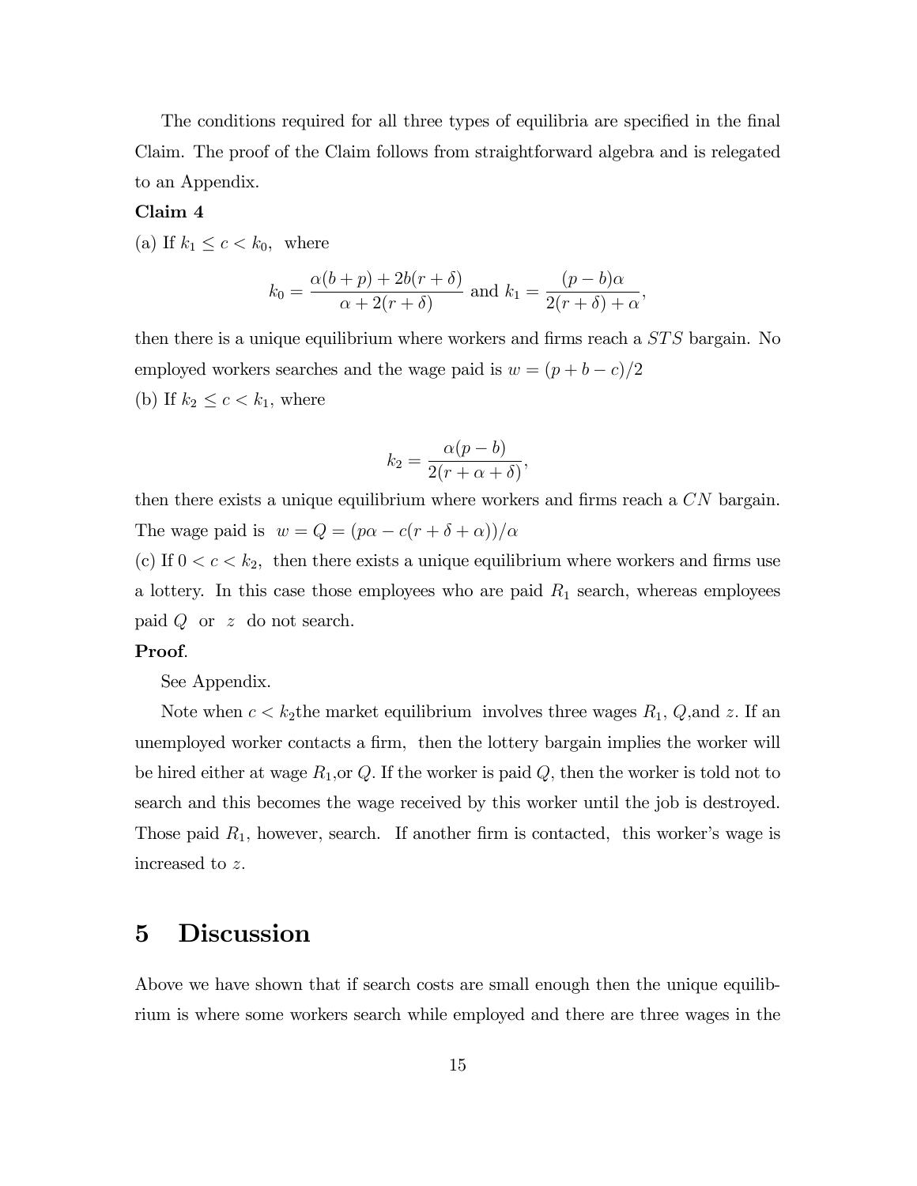The conditions required for all three types of equilibria are specified in the final Claim. The proof of the Claim follows from straightforward algebra and is relegated to an Appendix.

**Claim 4**

(a) If $k_1 \leq c < k_0$, where

$$k_0 = \frac{\alpha(b+p) + 2b(r+\delta)}{\alpha + 2(r+\delta)} \text{ and } k_1 = \frac{(p-b)\alpha}{2(r+\delta)+\alpha},$$

then there is a unique equilibrium where workers and firms reach a $STS$ bargain. No employed workers searches and the wage paid is $w = (p+b-c)/2$

(b) If $k_2 \leq c < k_1$, where

$$k_2 = \frac{\alpha(p-b)}{2(r+\alpha+\delta)},$$

then there exists a unique equilibrium where workers and firms reach a $CN$ bargain. The wage paid is $w = Q = (p\alpha - c(r+\delta+\alpha))/\alpha$

(c) If $0 < c < k_2$, then there exists a unique equilibrium where workers and firms use a lottery. In this case those employees who are paid $R_1$ search, whereas employees paid $Q$ or $z$ do not search.

**Proof**.

See Appendix.

Note when $c < k_2$ the market equilibrium involves three wages $R_1$, $Q$, and $z$. If an unemployed worker contacts a firm, then the lottery bargain implies the worker will be hired either at wage $R_1$, or $Q$. If the worker is paid $Q$, then the worker is told not to search and this becomes the wage received by this worker until the job is destroyed. Those paid $R_1$, however, search. If another firm is contacted, this worker's wage is increased to $z$.

# 5 Discussion

Above we have shown that if search costs are small enough then the unique equilibrium is where some workers search while employed and there are three wages in the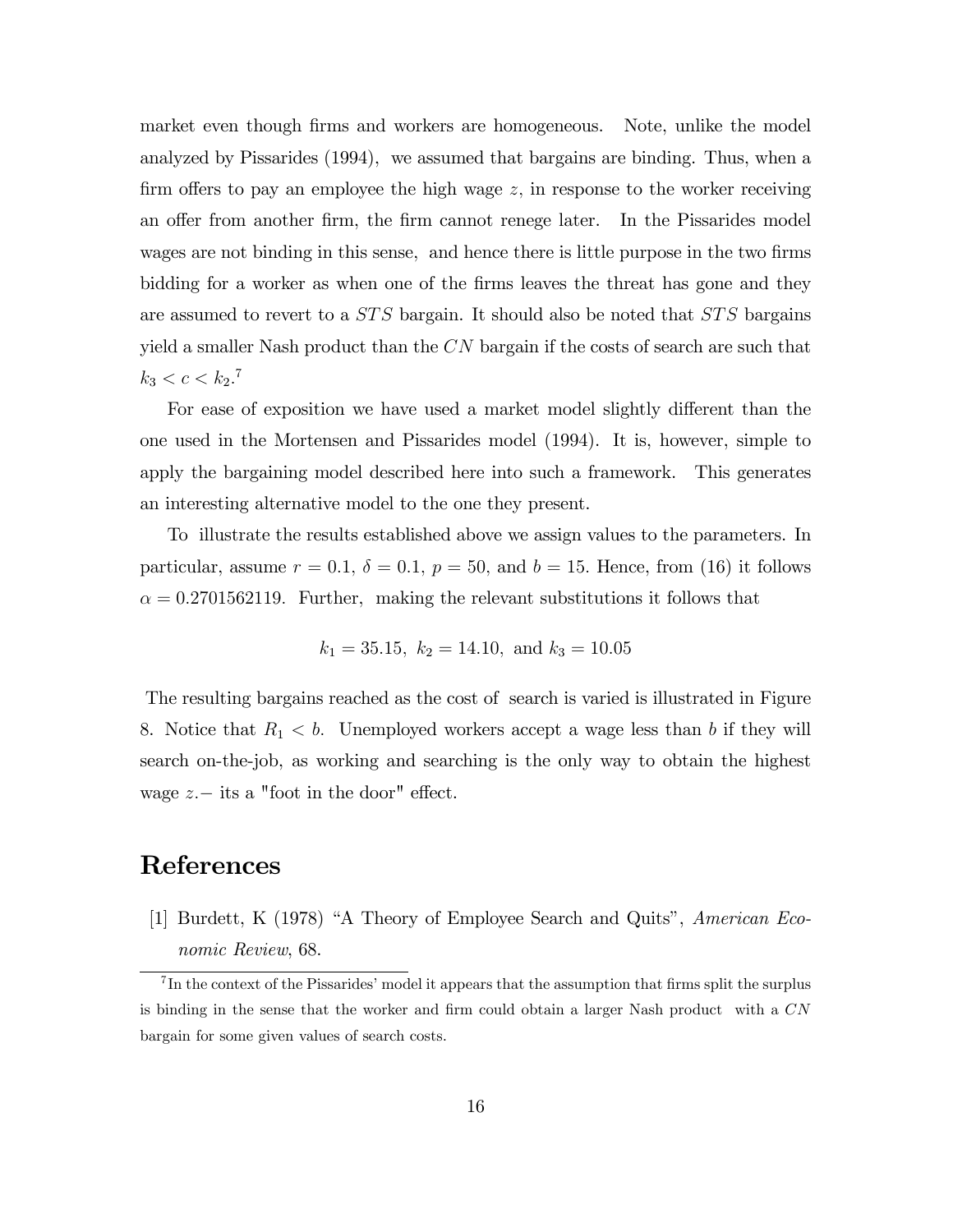market even though firms and workers are homogeneous. Note, unlike the model analyzed by Pissarides (1994), we assumed that bargains are binding. Thus, when a firm offers to pay an employee the high wage $z$, in response to the worker receiving an offer from another firm, the firm cannot renege later. In the Pissarides model wages are not binding in this sense, and hence there is little purpose in the two firms bidding for a worker as when one of the firms leaves the threat has gone and they are assumed to revert to a $STS$ bargain. It should also be noted that $STS$ bargains yield a smaller Nash product than the $CN$ bargain if the costs of search are such that $k_3 < c < k_2$.[7]

For ease of exposition we have used a market model slightly different than the one used in the Mortensen and Pissarides model (1994). It is, however, simple to apply the bargaining model described here into such a framework. This generates an interesting alternative model to the one they present.

To illustrate the results established above we assign values to the parameters. In particular, assume $r = 0.1$, $\delta = 0.1$, $p = 50$, and $b = 15$. Hence, from (16) it follows $\alpha = 0.2701562119$. Further, making the relevant substitutions it follows that

$$k_1 = 35.15, \; k_2 = 14.10, \text{ and } k_3 = 10.05$$

The resulting bargains reached as the cost of search is varied is illustrated in Figure 8. Notice that $R_1 < b$. Unemployed workers accept a wage less than $b$ if they will search on-the-job, as working and searching is the only way to obtain the highest wage $z$.– its a "foot in the door" effect.

# References

[1] Burdett, K (1978) "A Theory of Employee Search and Quits", *American Economic Review*, 68.

[7] In the context of the Pissarides' model it appears that the assumption that firms split the surplus is binding in the sense that the worker and firm could obtain a larger Nash product with a $CN$ bargain for some given values of search costs.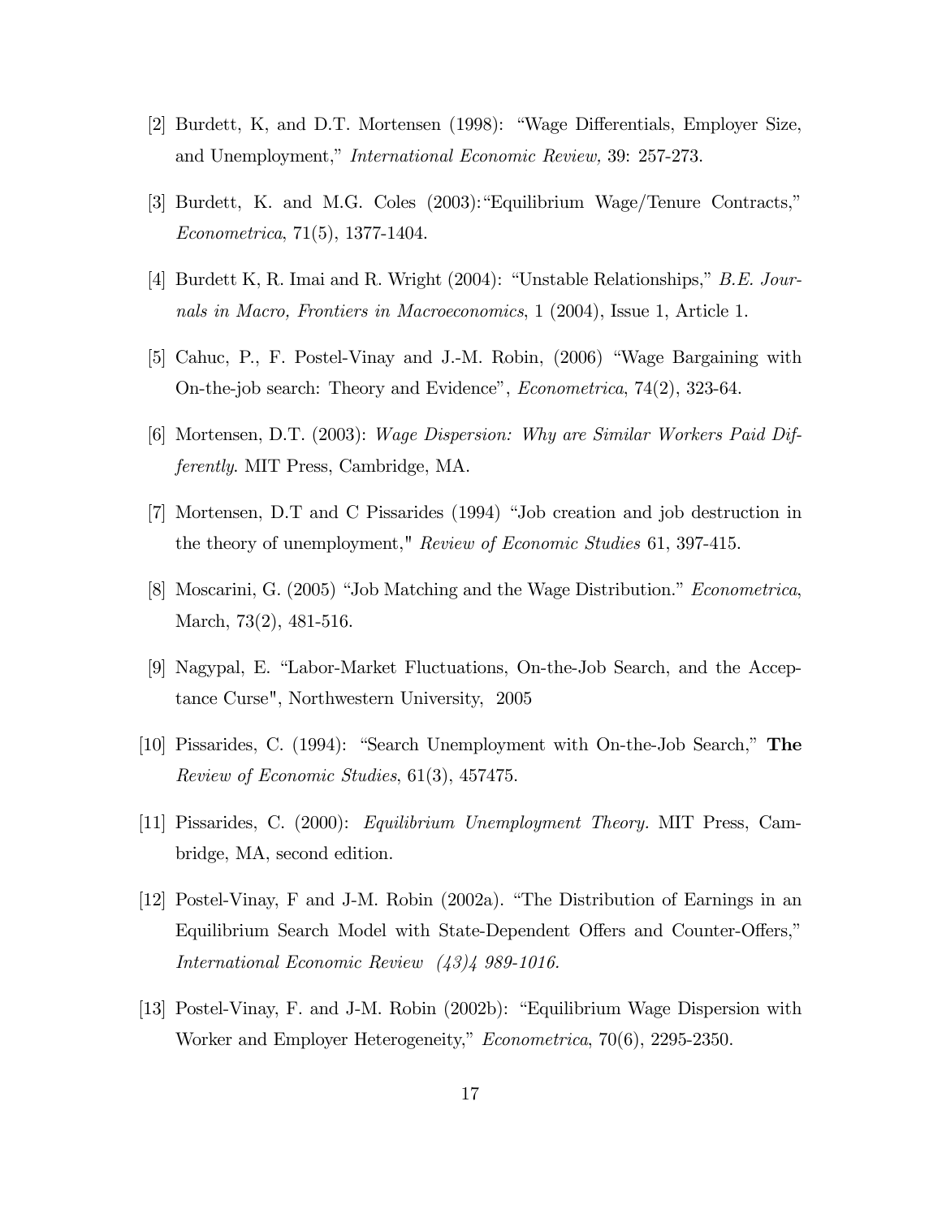[2] Burdett, K, and D.T. Mortensen (1998): "Wage Differentials, Employer Size, and Unemployment," *International Economic Review,* 39: 257-273.

[3] Burdett, K. and M.G. Coles (2003):"Equilibrium Wage/Tenure Contracts," *Econometrica*, 71(5), 1377-1404.

[4] Burdett K, R. Imai and R. Wright (2004): "Unstable Relationships," *B.E. Journals in Macro, Frontiers in Macroeconomics*, 1 (2004), Issue 1, Article 1.

[5] Cahuc, P., F. Postel-Vinay and J.-M. Robin, (2006) "Wage Bargaining with On-the-job search: Theory and Evidence", *Econometrica*, 74(2), 323-64.

[6] Mortensen, D.T. (2003): *Wage Dispersion: Why are Similar Workers Paid Differently.* MIT Press, Cambridge, MA.

[7] Mortensen, D.T and C Pissarides (1994) "Job creation and job destruction in the theory of unemployment," *Review of Economic Studies* 61, 397-415.

[8] Moscarini, G. (2005) "Job Matching and the Wage Distribution." *Econometrica*, March, 73(2), 481-516.

[9] Nagypal, E. "Labor-Market Fluctuations, On-the-Job Search, and the Acceptance Curse", Northwestern University, 2005

[10] Pissarides, C. (1994): "Search Unemployment with On-the-Job Search," **The** *Review of Economic Studies*, 61(3), 457475.

[11] Pissarides, C. (2000): *Equilibrium Unemployment Theory.* MIT Press, Cambridge, MA, second edition.

[12] Postel-Vinay, F and J-M. Robin (2002a). "The Distribution of Earnings in an Equilibrium Search Model with State-Dependent Offers and Counter-Offers," *International Economic Review (43)4 989-1016.*

[13] Postel-Vinay, F. and J-M. Robin (2002b): "Equilibrium Wage Dispersion with Worker and Employer Heterogeneity," *Econometrica*, 70(6), 2295-2350.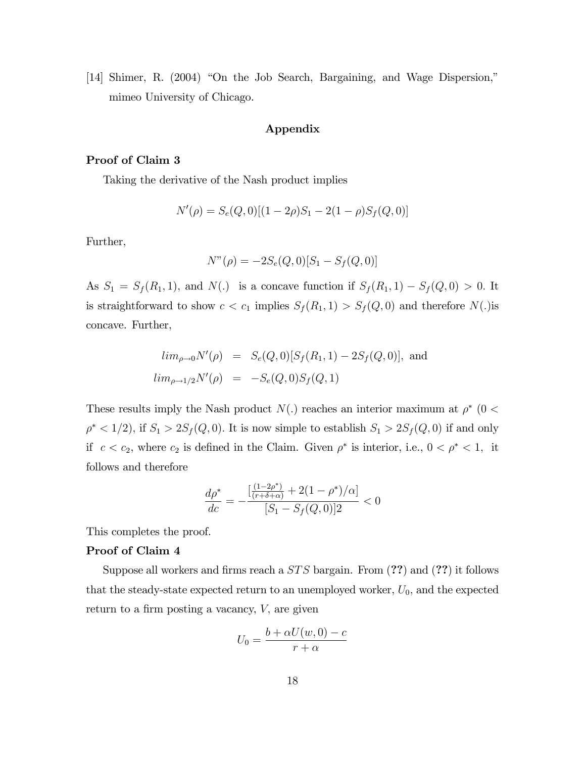[14] Shimer, R. (2004) "On the Job Search, Bargaining, and Wage Dispersion," mimeo University of Chicago.

## Appendix

**Proof of Claim 3**

Taking the derivative of the Nash product implies

$$N'(\rho) = S_e(Q,0)[(1-2\rho)S_1 - 2(1-\rho)S_f(Q,0)]$$

Further,

$$N"(\rho) = -2S_e(Q,0)[S_1 - S_f(Q,0)]$$

As $S_1 = S_f(R_1, 1)$, and $N(.)$ is a concave function if $S_f(R_1,1) - S_f(Q,0) > 0$. It is straightforward to show $c < c_1$ implies $S_f(R_1,1) > S_f(Q,0)$ and therefore $N(.)$is concave. Further,

$$\begin{aligned}
lim_{\rho \to 0} N'(\rho) &= S_e(Q,0)[S_f(R_1,1) - 2S_f(Q,0)], \text{ and} \\
lim_{\rho \to 1/2} N'(\rho) &= -S_e(Q,0)S_f(Q,1)
\end{aligned}$$

These results imply the Nash product $N(.)$ reaches an interior maximum at $\rho^*$ ($0 < \rho^* < 1/2$), if $S_1 > 2S_f(Q,0)$. It is now simple to establish $S_1 > 2S_f(Q,0)$ if and only if $c < c_2$, where $c_2$ is defined in the Claim. Given $\rho^*$ is interior, i.e., $0 < \rho^* < 1$, it follows and therefore

$$\frac{d\rho^*}{dc} = -\frac{[\frac{(1-2\rho^*)}{(r+\delta+\alpha)} + 2(1-\rho^*)/\alpha]}{[S_1 - S_f(Q,0)]2} < 0$$

This completes the proof.

**Proof of Claim 4**

Suppose all workers and firms reach a $STS$ bargain. From (**??**) and (**??**) it follows that the steady-state expected return to an unemployed worker, $U_0$, and the expected return to a firm posting a vacancy, $V$, are given

$$U_0 = \frac{b + \alpha U(w,0) - c}{r + \alpha}$$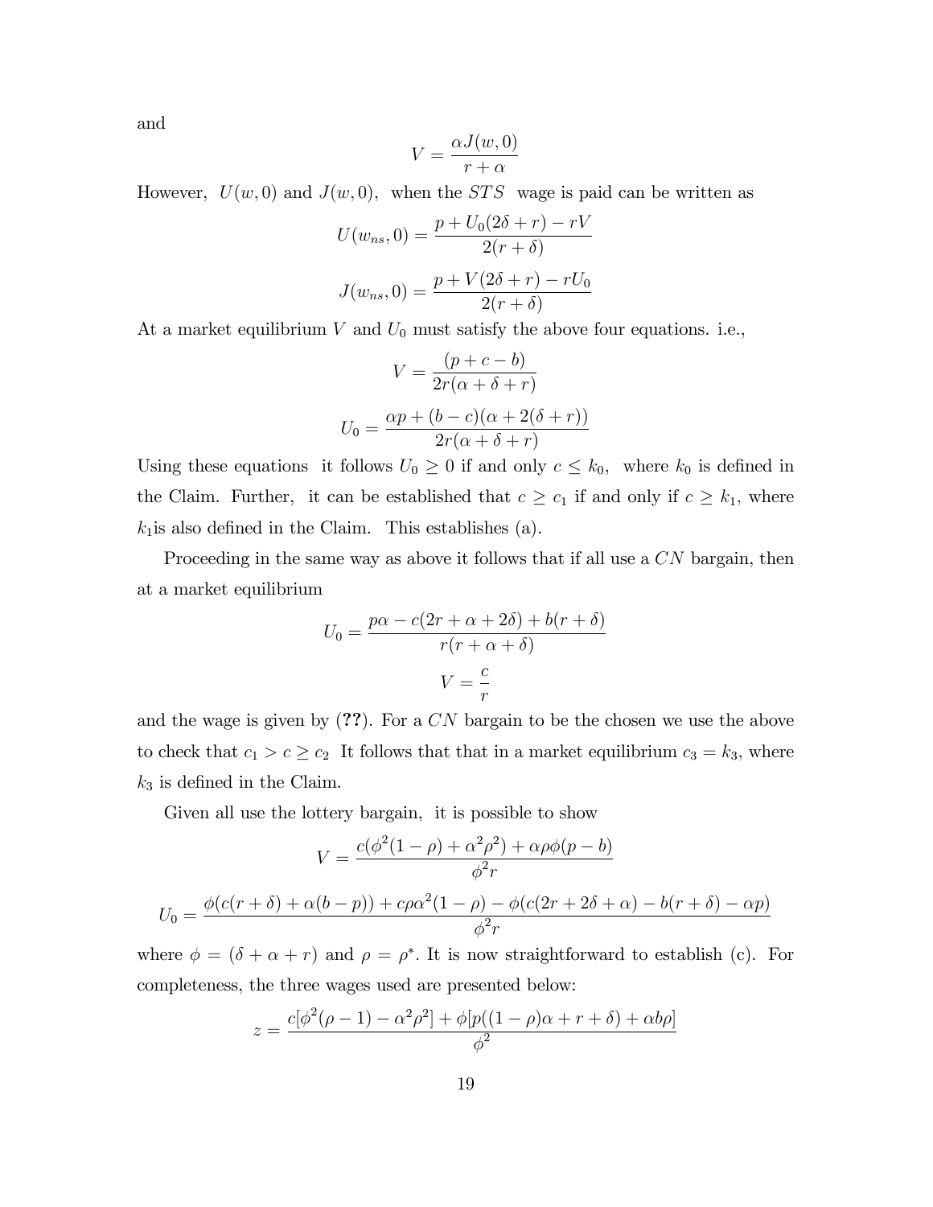and

$$V = \frac{\alpha J(w,0)}{r+\alpha}$$

However, $U(w,0)$ and $J(w,0)$, when the $STS$ wage is paid can be written as

$$U(w_{ns},0) = \frac{p + U_0(2\delta + r) - rV}{2(r+\delta)}$$

$$J(w_{ns},0) = \frac{p + V(2\delta + r) - rU_0}{2(r+\delta)}$$

At a market equilibrium $V$ and $U_0$ must satisfy the above four equations. i.e.,

$$V = \frac{(p+c-b)}{2r(\alpha+\delta+r)}$$

$$U_0 = \frac{\alpha p + (b-c)(\alpha + 2(\delta + r))}{2r(\alpha+\delta+r)}$$

Using these equations it follows $U_0 \geq 0$ if and only $c \leq k_0$, where $k_0$ is defined in the Claim. Further, it can be established that $c \geq c_1$ if and only if $c \geq k_1$, where $k_1$is also defined in the Claim. This establishes (a).

Proceeding in the same way as above it follows that if all use a $CN$ bargain, then at a market equilibrium

$$U_0 = \frac{p\alpha - c(2r + \alpha + 2\delta) + b(r+\delta)}{r(r+\alpha+\delta)}$$

$$V = \frac{c}{r}$$

and the wage is given by (**??**). For a $CN$ bargain to be the chosen we use the above to check that $c_1 > c \geq c_2$ It follows that that in a market equilibrium $c_3 = k_3$, where $k_3$ is defined in the Claim.

Given all use the lottery bargain, it is possible to show

$$V = \frac{c(\phi^2(1-\rho) + \alpha^2\rho^2) + \alpha\rho\phi(p-b)}{\phi^2 r}$$

$$U_0 = \frac{\phi(c(r+\delta) + \alpha(b-p)) + c\rho\alpha^2(1-\rho) - \phi(c(2r+2\delta+\alpha) - b(r+\delta) - \alpha p)}{\phi^2 r}$$

where $\phi = (\delta + \alpha + r)$ and $\rho = \rho^*$. It is now straightforward to establish (c). For completeness, the three wages used are presented below:

$$z = \frac{c[\phi^2(\rho - 1) - \alpha^2\rho^2] + \phi[p((1-\rho)\alpha + r + \delta) + \alpha b\rho]}{\phi^2}$$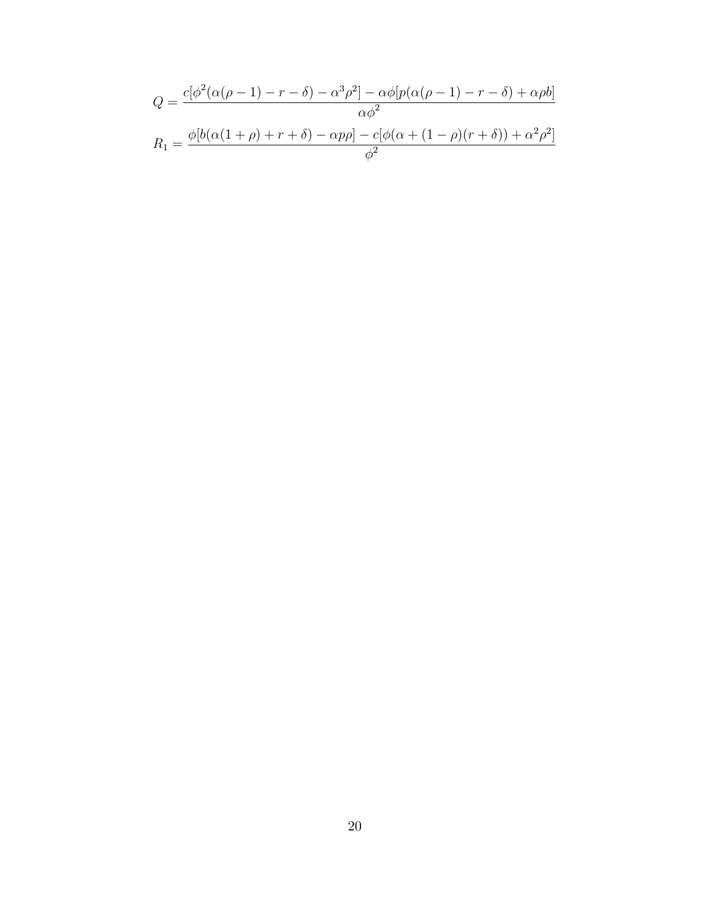$$Q = \frac{c[\phi^2(\alpha(\rho - 1) - r - \delta) - \alpha^3\rho^2] - \alpha\phi[p(\alpha(\rho - 1) - r - \delta) + \alpha\rho b]}{\alpha\phi^2}$$

$$R_1 = \frac{\phi[b(\alpha(1 + \rho) + r + \delta) - \alpha p\rho] - c[\phi(\alpha + (1 - \rho)(r + \delta)) + \alpha^2\rho^2]}{\phi^2}$$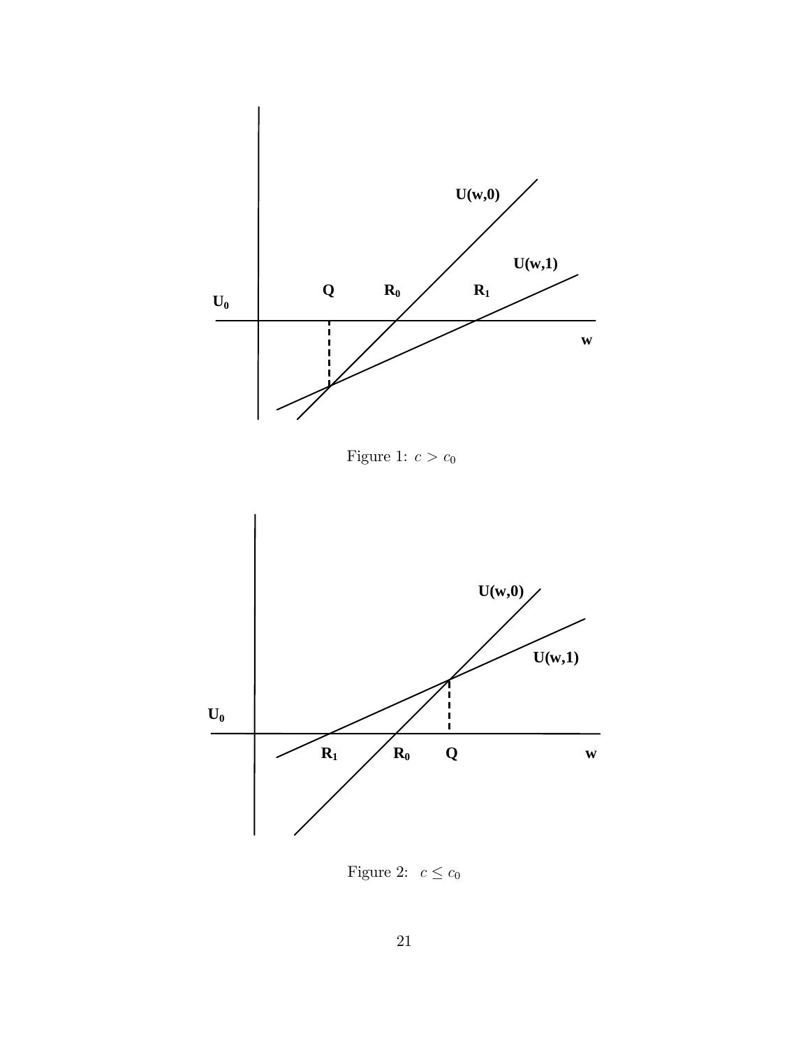Figure 1: $c > c_0$

Figure 2: $c \leq c_0$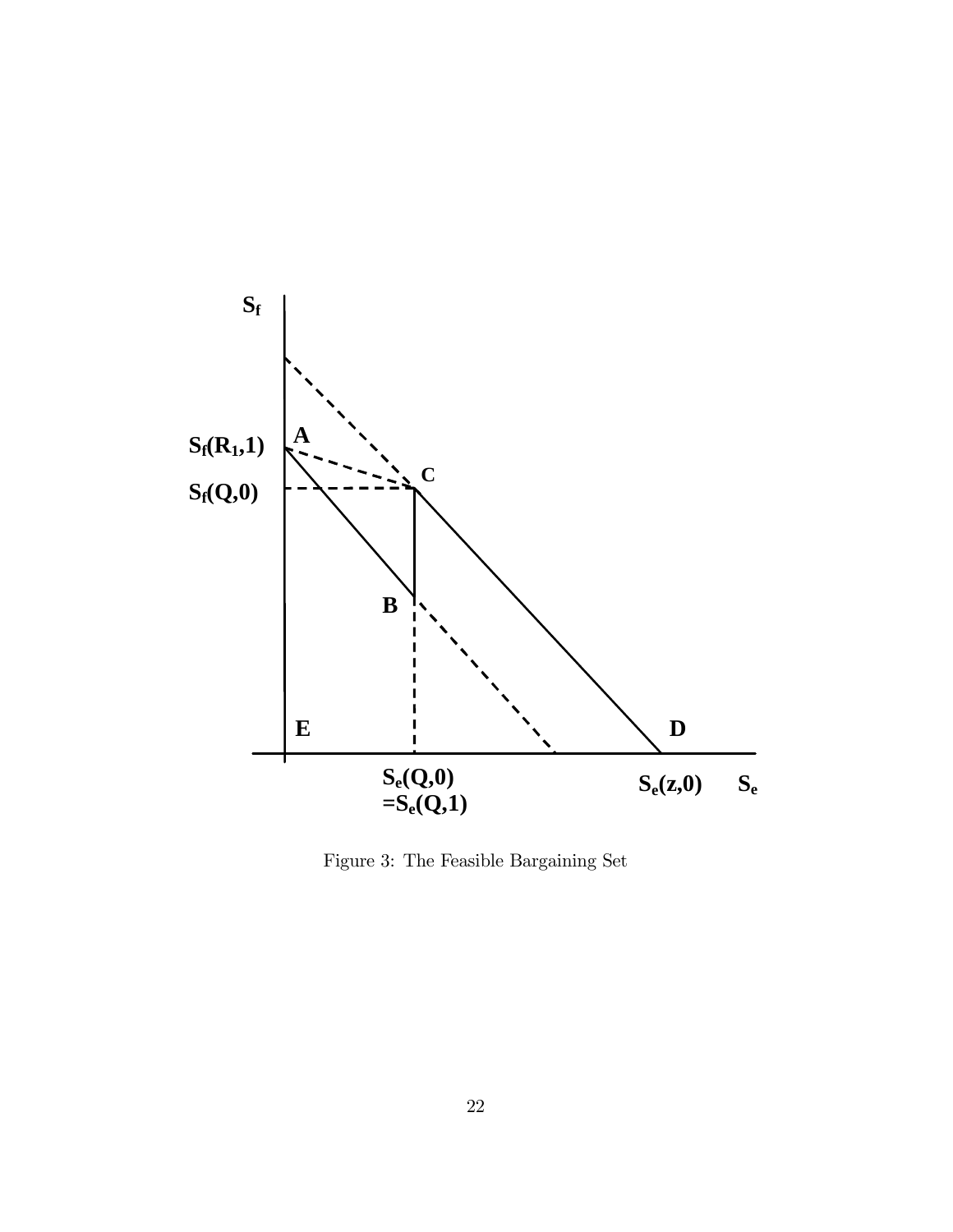Figure 3: The Feasible Bargaining Set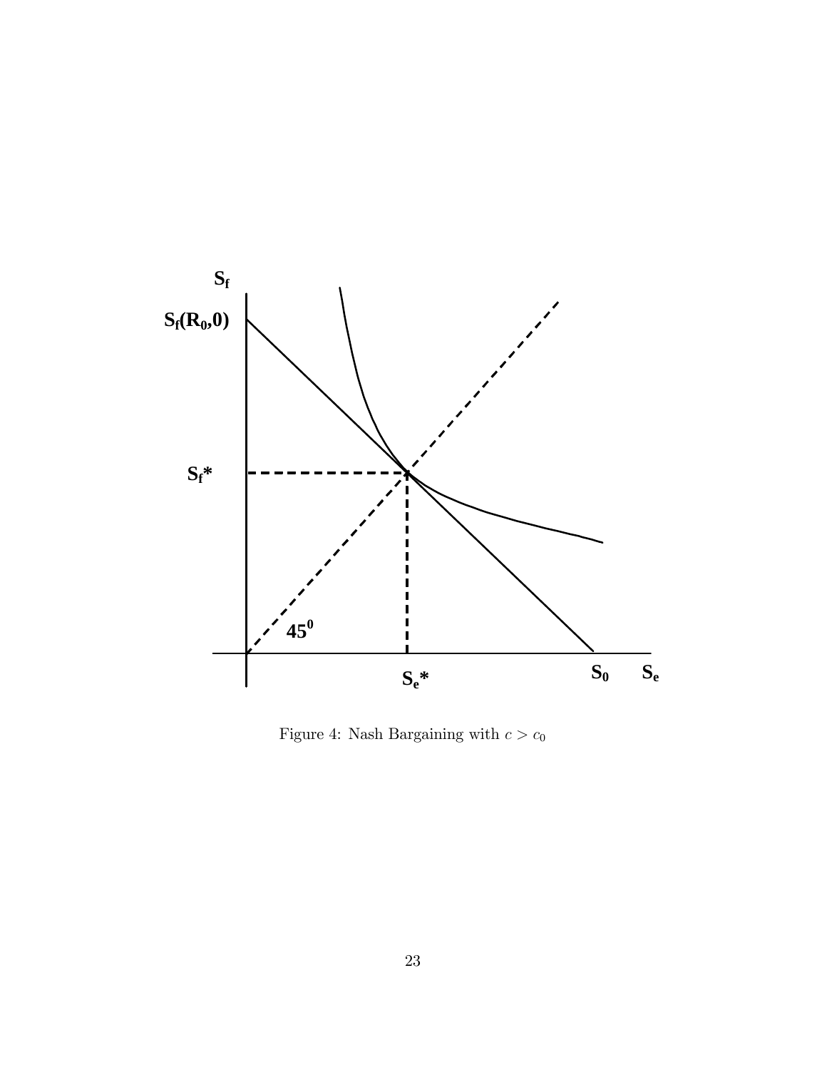Figure 4: Nash Bargaining with $c > c_0$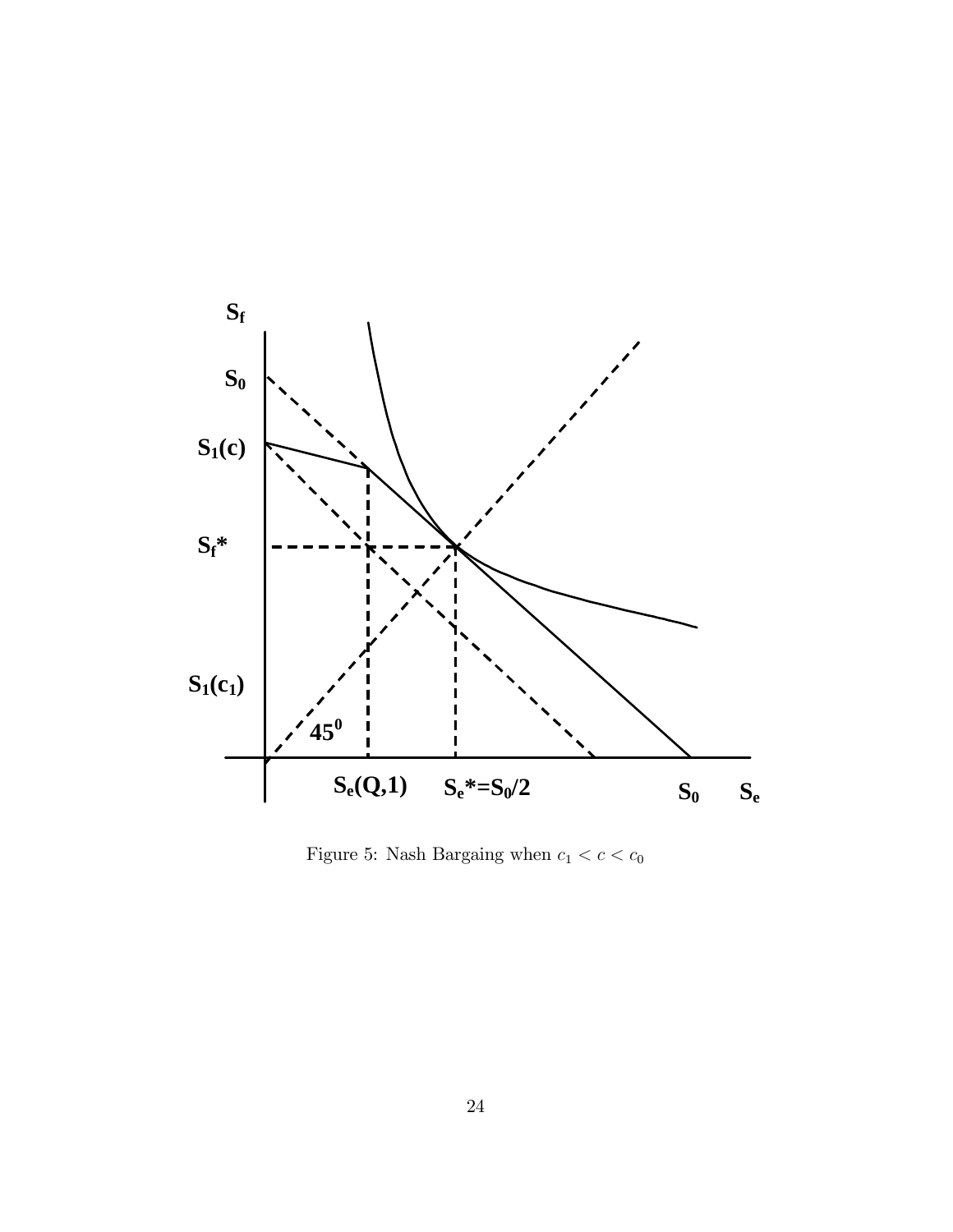Figure 5: Nash Bargaing when $c_1 < c < c_0$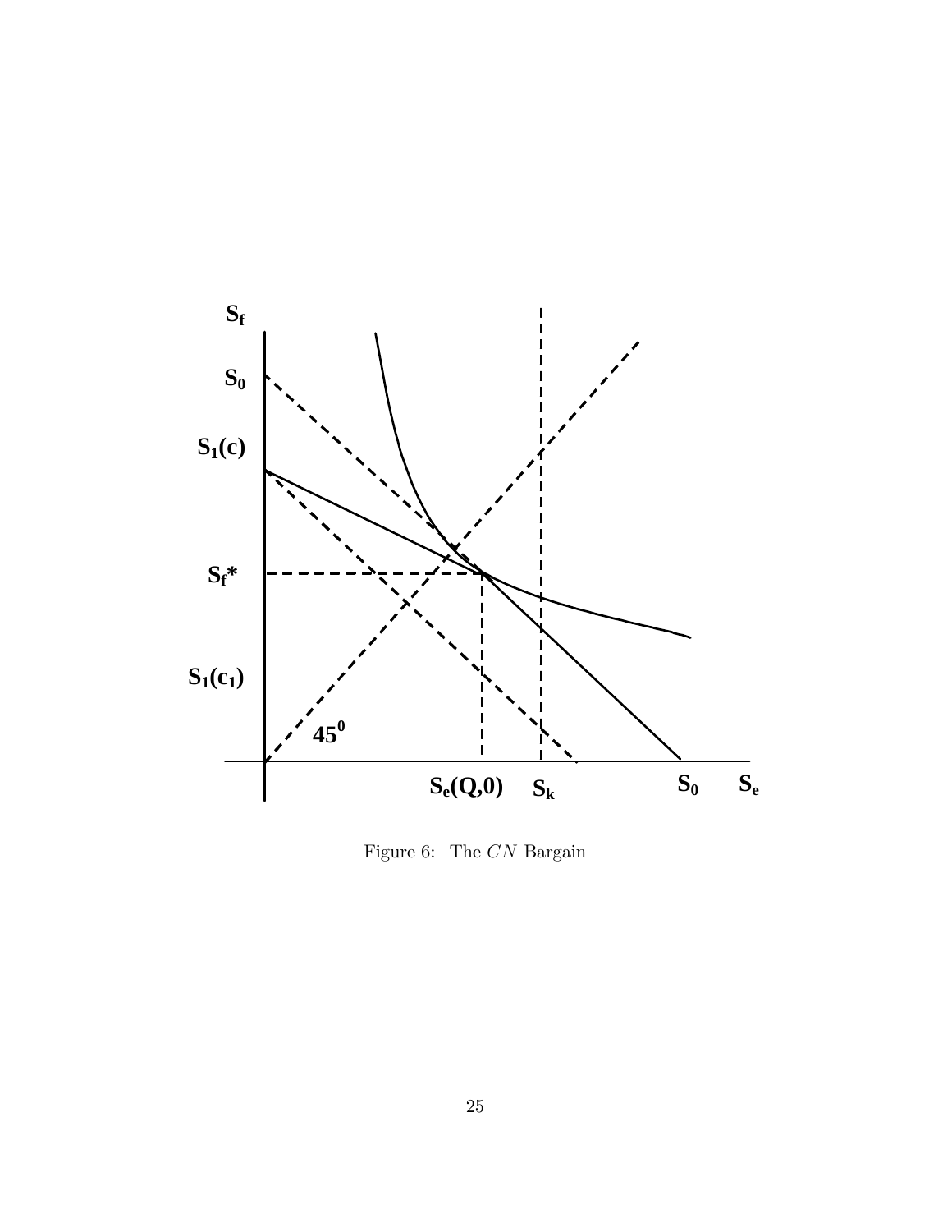Figure 6: The $CN$ Bargain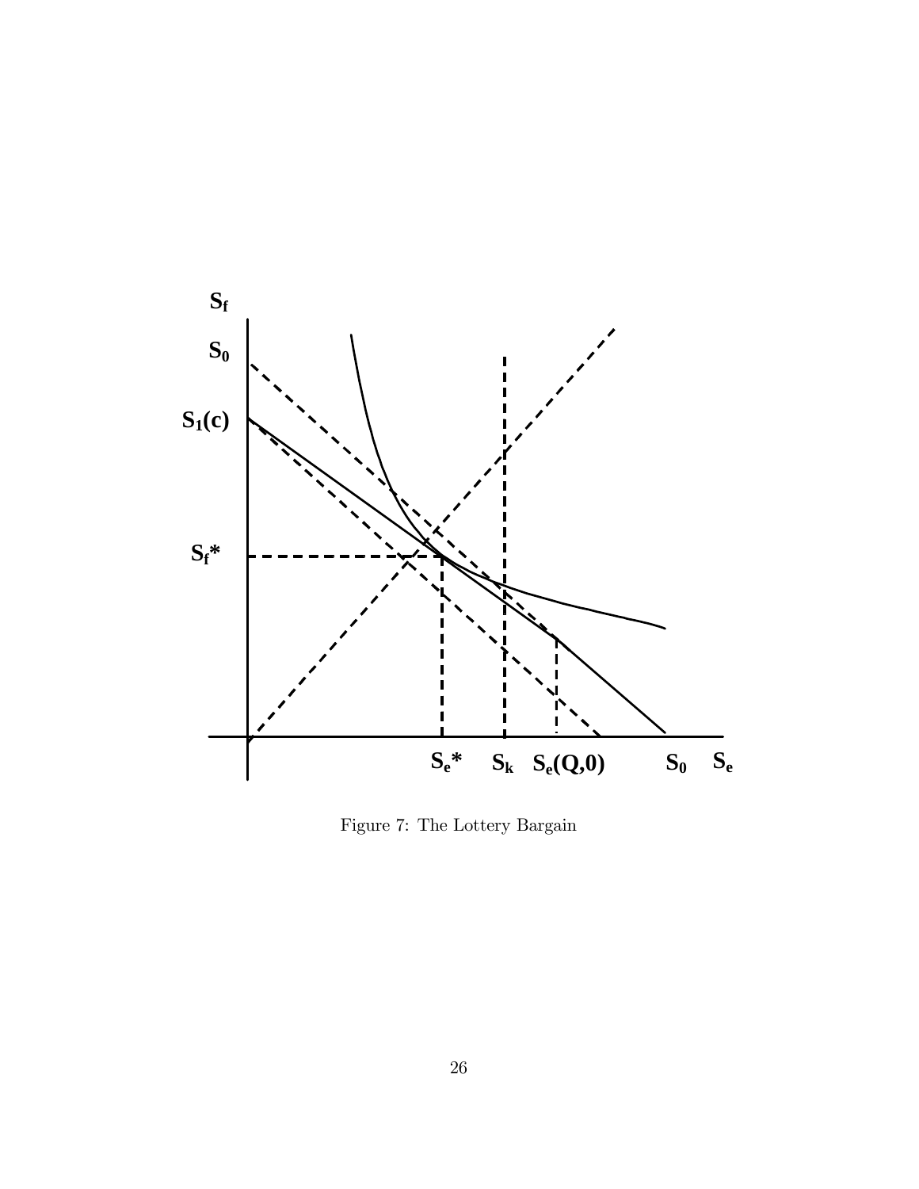Figure 7: The Lottery Bargain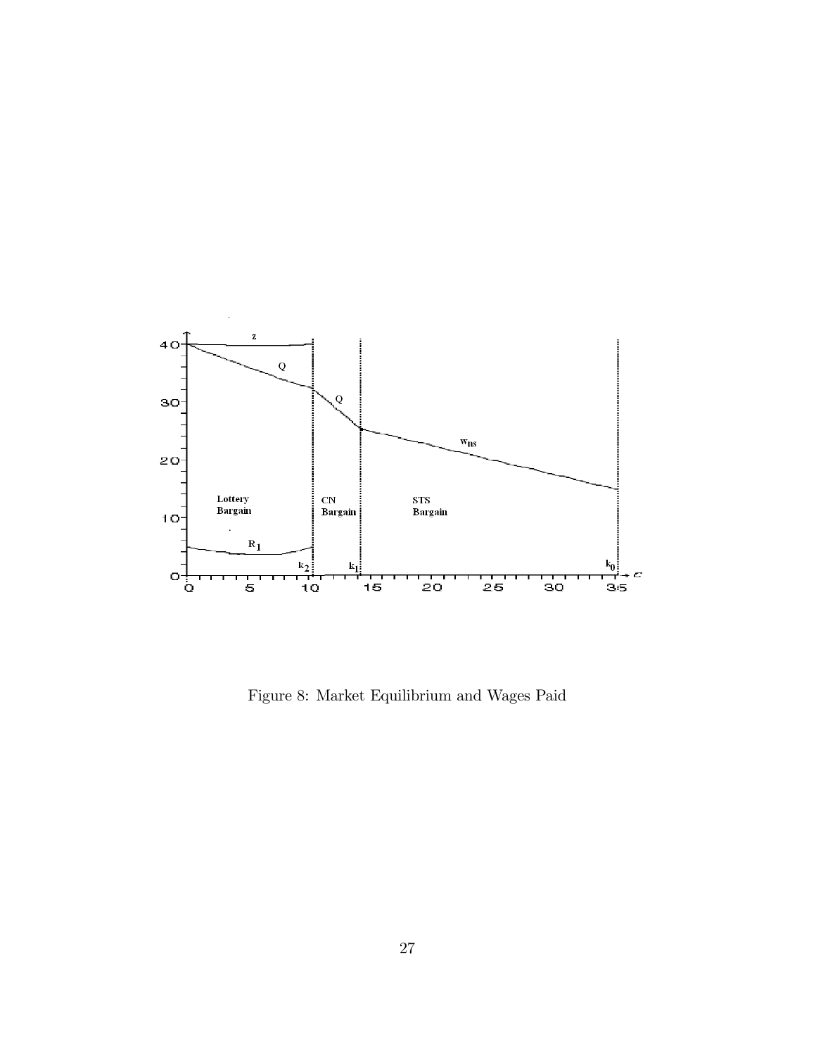40

30

20

10

0

0 5 10 15 20 25 30 35

$c$

$z$

$Q$

$Q$

$w_{ns}$

$R_1$

Lottery Bargain

CN Bargain

STS Bargain

$k_2$

$k_1$

$k_0$

Figure 8: Market Equilibrium and Wages Paid